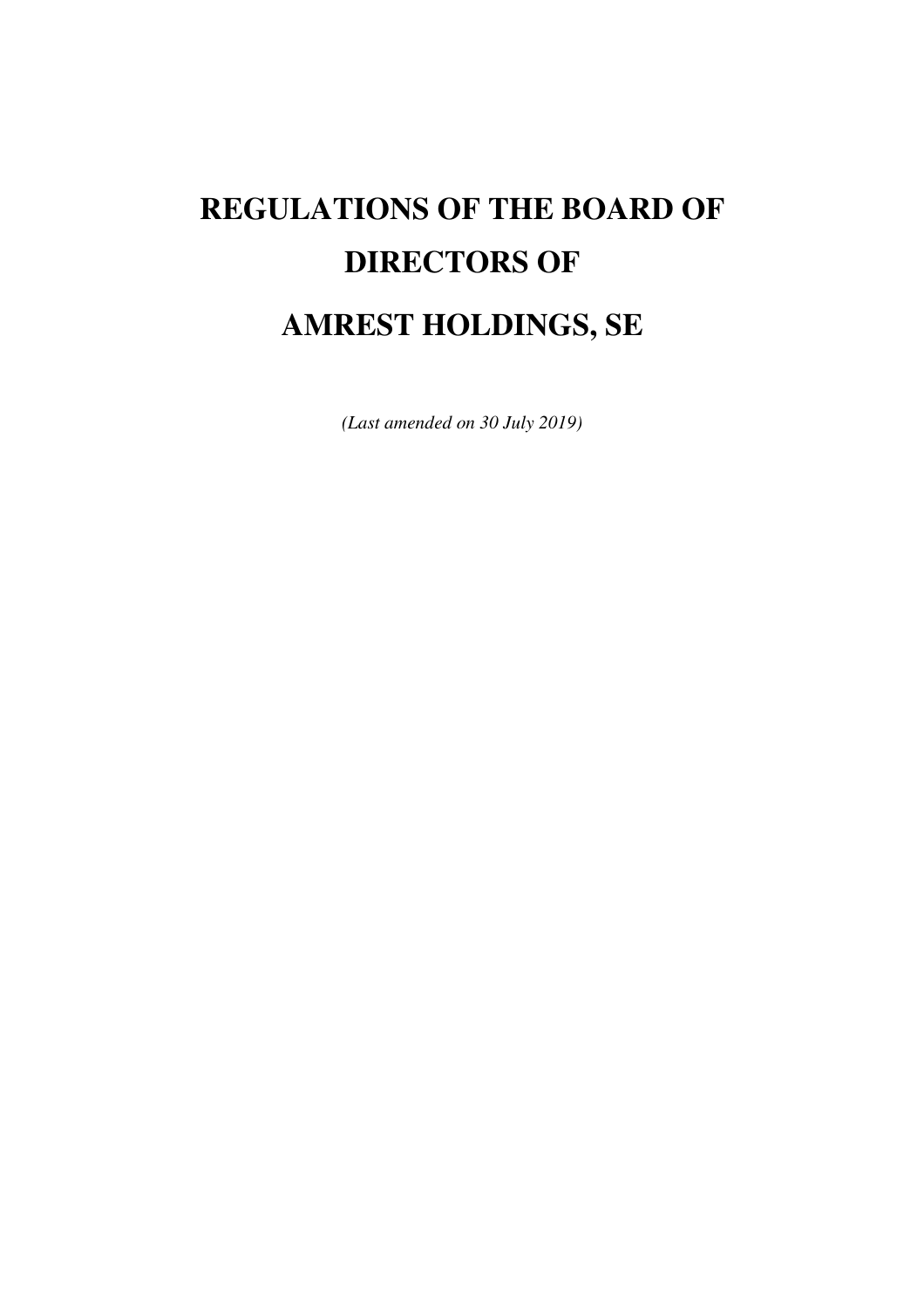# REGULATIONS OF THE BOARD OF DIRECTORS OF AMREST HOLDINGS, SE

*(Last amended on 30 July 2019)*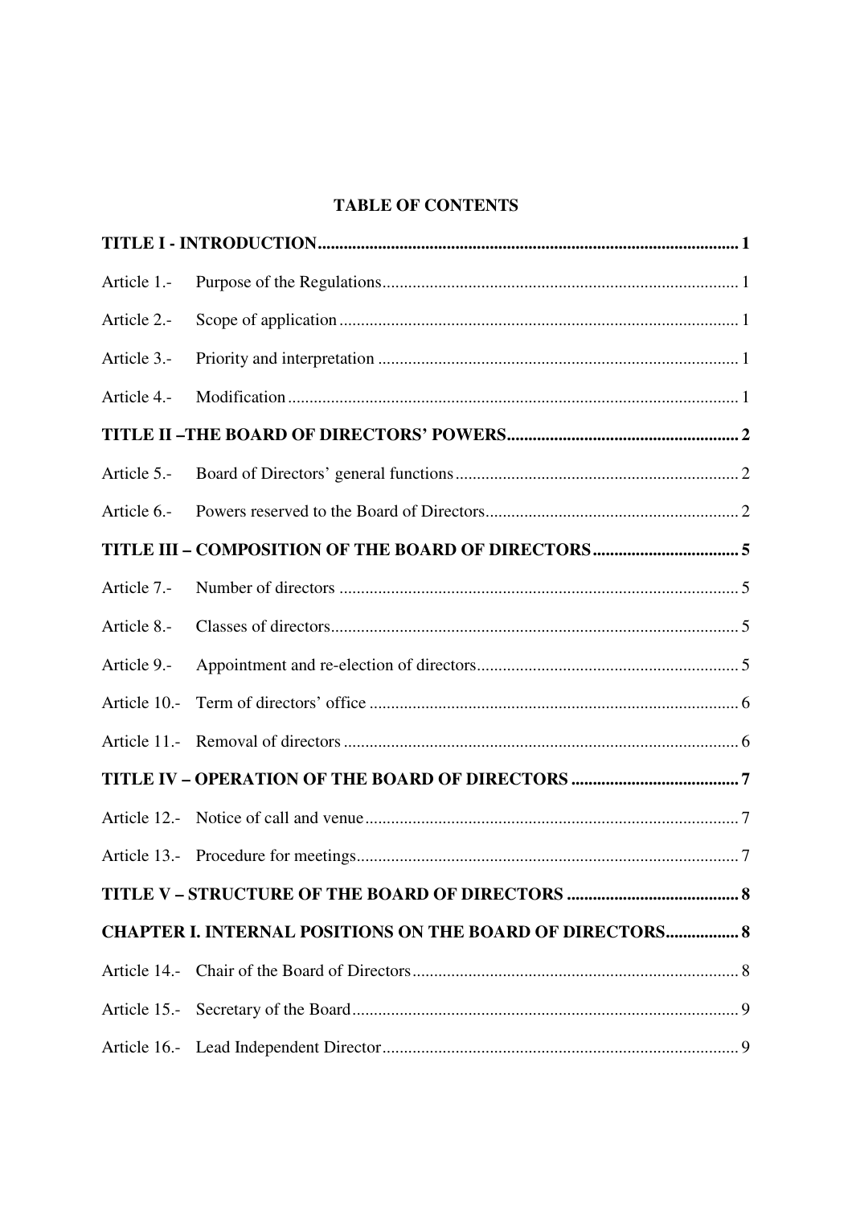## TABLE OF CONTENTS

| | |
|---|---|
| **TITLE I - INTRODUCTION** | **1** |
| Article 1.- Purpose of the Regulations | 1 |
| Article 2.- Scope of application | 1 |
| Article 3.- Priority and interpretation | 1 |
| Article 4.- Modification | 1 |
| **TITLE II –THE BOARD OF DIRECTORS' POWERS** | **2** |
| Article 5.- Board of Directors' general functions | 2 |
| Article 6.- Powers reserved to the Board of Directors | 2 |
| **TITLE III – COMPOSITION OF THE BOARD OF DIRECTORS** | **5** |
| Article 7.- Number of directors | 5 |
| Article 8.- Classes of directors | 5 |
| Article 9.- Appointment and re-election of directors | 5 |
| Article 10.- Term of directors' office | 6 |
| Article 11.- Removal of directors | 6 |
| **TITLE IV – OPERATION OF THE BOARD OF DIRECTORS** | **7** |
| Article 12.- Notice of call and venue | 7 |
| Article 13.- Procedure for meetings | 7 |
| **TITLE V – STRUCTURE OF THE BOARD OF DIRECTORS** | **8** |
| **CHAPTER I. INTERNAL POSITIONS ON THE BOARD OF DIRECTORS** | **8** |
| Article 14.- Chair of the Board of Directors | 8 |
| Article 15.- Secretary of the Board | 9 |
| Article 16.- Lead Independent Director | 9 |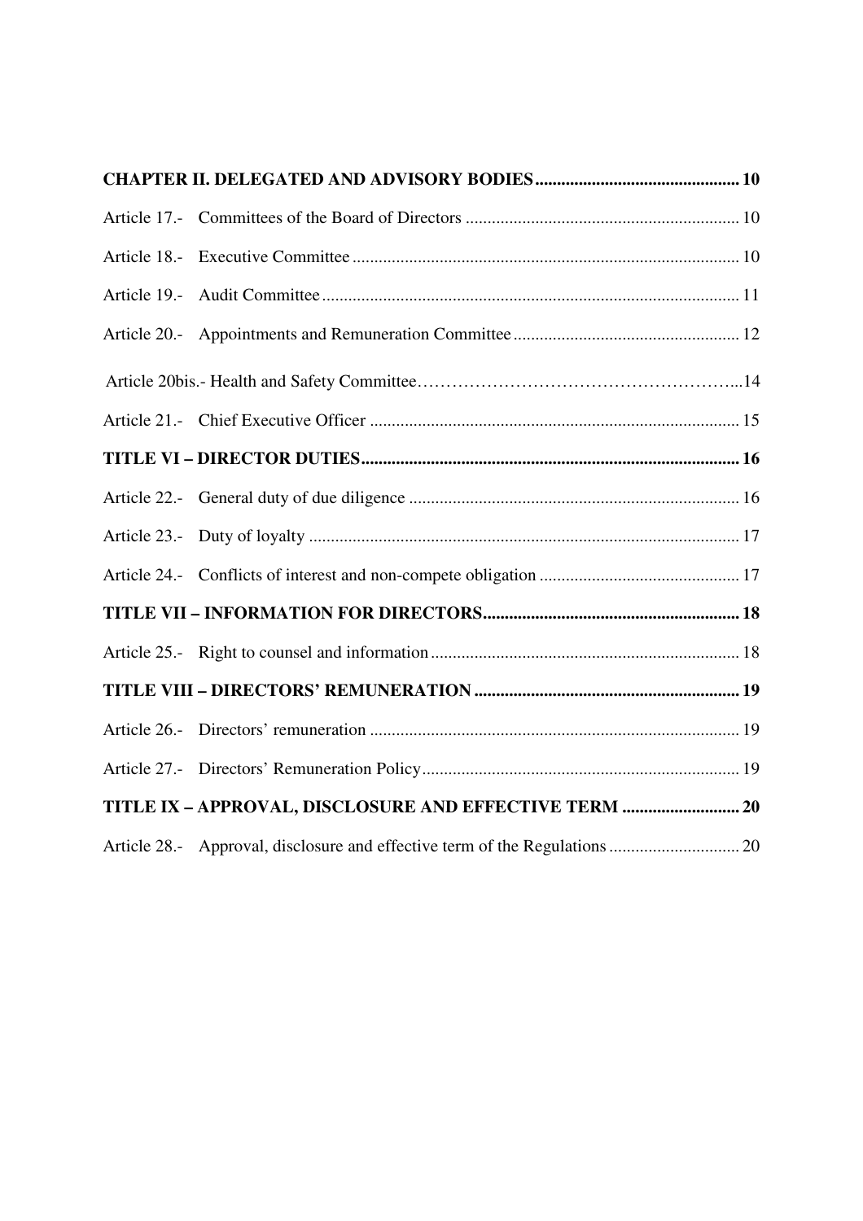**CHAPTER II. DELEGATED AND ADVISORY BODIES** .............................................. 10

Article 17.- Committees of the Board of Directors .............................................................. 10

Article 18.- Executive Committee ........................................................................................ 10

Article 19.- Audit Committee ............................................................................................... 11

Article 20.- Appointments and Remuneration Committee .................................................... 12

Article 20bis.- Health and Safety Committee……………………………………………….....14

Article 21.- Chief Executive Officer .................................................................................... 15

**TITLE VI – DIRECTOR DUTIES** ...................................................................................... 16

Article 22.- General duty of due diligence ........................................................................... 16

Article 23.- Duty of loyalty .................................................................................................. 17

Article 24.- Conflicts of interest and non-compete obligation ............................................. 17

**TITLE VII – INFORMATION FOR DIRECTORS** .......................................................... 18

Article 25.- Right to counsel and information ...................................................................... 18

**TITLE VIII – DIRECTORS' REMUNERATION** ............................................................ 19

Article 26.- Directors' remuneration .................................................................................... 19

Article 27.- Directors' Remuneration Policy ........................................................................ 19

**TITLE IX – APPROVAL, DISCLOSURE AND EFFECTIVE TERM** ........................... 20

Article 28.- Approval, disclosure and effective term of the Regulations ............................. 20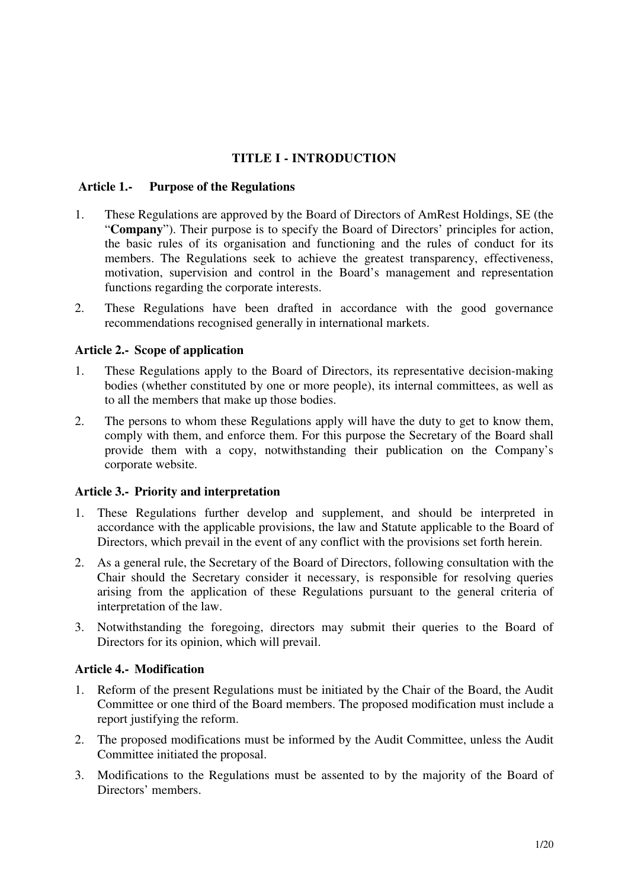# TITLE I - INTRODUCTION

## Article 1.- Purpose of the Regulations

1. These Regulations are approved by the Board of Directors of AmRest Holdings, SE (the "**Company**"). Their purpose is to specify the Board of Directors' principles for action, the basic rules of its organisation and functioning and the rules of conduct for its members. The Regulations seek to achieve the greatest transparency, effectiveness, motivation, supervision and control in the Board's management and representation functions regarding the corporate interests.
2. These Regulations have been drafted in accordance with the good governance recommendations recognised generally in international markets.

## Article 2.- Scope of application

1. These Regulations apply to the Board of Directors, its representative decision-making bodies (whether constituted by one or more people), its internal committees, as well as to all the members that make up those bodies.
2. The persons to whom these Regulations apply will have the duty to get to know them, comply with them, and enforce them. For this purpose the Secretary of the Board shall provide them with a copy, notwithstanding their publication on the Company's corporate website.

## Article 3.- Priority and interpretation

1. These Regulations further develop and supplement, and should be interpreted in accordance with the applicable provisions, the law and Statute applicable to the Board of Directors, which prevail in the event of any conflict with the provisions set forth herein.
2. As a general rule, the Secretary of the Board of Directors, following consultation with the Chair should the Secretary consider it necessary, is responsible for resolving queries arising from the application of these Regulations pursuant to the general criteria of interpretation of the law.
3. Notwithstanding the foregoing, directors may submit their queries to the Board of Directors for its opinion, which will prevail.

## Article 4.- Modification

1. Reform of the present Regulations must be initiated by the Chair of the Board, the Audit Committee or one third of the Board members. The proposed modification must include a report justifying the reform.
2. The proposed modifications must be informed by the Audit Committee, unless the Audit Committee initiated the proposal.
3. Modifications to the Regulations must be assented to by the majority of the Board of Directors' members.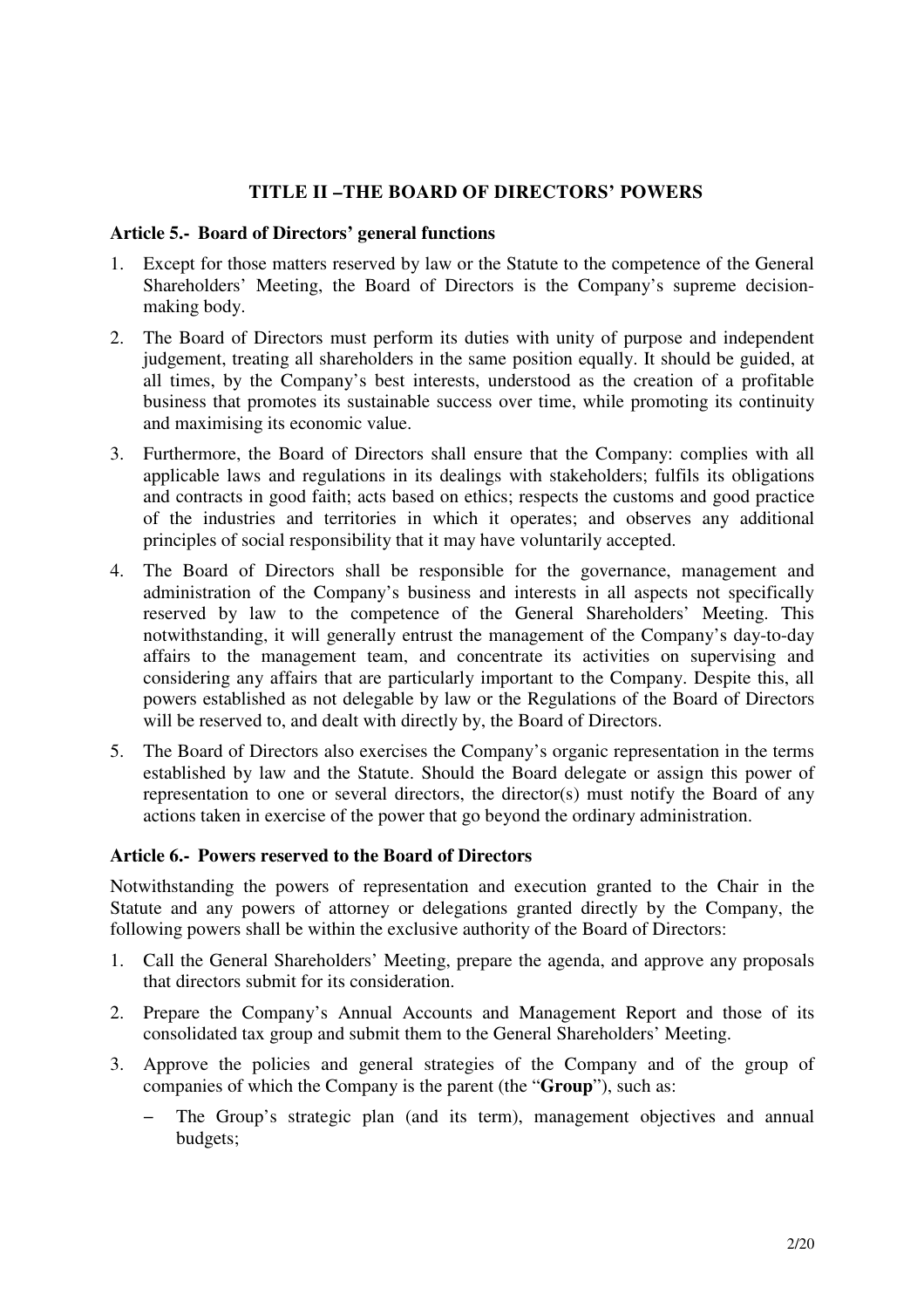## TITLE II –THE BOARD OF DIRECTORS' POWERS

### Article 5.- Board of Directors' general functions

1. Except for those matters reserved by law or the Statute to the competence of the General Shareholders' Meeting, the Board of Directors is the Company's supreme decision-making body.
2. The Board of Directors must perform its duties with unity of purpose and independent judgement, treating all shareholders in the same position equally. It should be guided, at all times, by the Company's best interests, understood as the creation of a profitable business that promotes its sustainable success over time, while promoting its continuity and maximising its economic value.
3. Furthermore, the Board of Directors shall ensure that the Company: complies with all applicable laws and regulations in its dealings with stakeholders; fulfils its obligations and contracts in good faith; acts based on ethics; respects the customs and good practice of the industries and territories in which it operates; and observes any additional principles of social responsibility that it may have voluntarily accepted.
4. The Board of Directors shall be responsible for the governance, management and administration of the Company's business and interests in all aspects not specifically reserved by law to the competence of the General Shareholders' Meeting. This notwithstanding, it will generally entrust the management of the Company's day-to-day affairs to the management team, and concentrate its activities on supervising and considering any affairs that are particularly important to the Company. Despite this, all powers established as not delegable by law or the Regulations of the Board of Directors will be reserved to, and dealt with directly by, the Board of Directors.
5. The Board of Directors also exercises the Company's organic representation in the terms established by law and the Statute. Should the Board delegate or assign this power of representation to one or several directors, the director(s) must notify the Board of any actions taken in exercise of the power that go beyond the ordinary administration.

### Article 6.- Powers reserved to the Board of Directors

Notwithstanding the powers of representation and execution granted to the Chair in the Statute and any powers of attorney or delegations granted directly by the Company, the following powers shall be within the exclusive authority of the Board of Directors:

1. Call the General Shareholders' Meeting, prepare the agenda, and approve any proposals that directors submit for its consideration.
2. Prepare the Company's Annual Accounts and Management Report and those of its consolidated tax group and submit them to the General Shareholders' Meeting.
3. Approve the policies and general strategies of the Company and of the group of companies of which the Company is the parent (the "**Group**"), such as:
   - The Group's strategic plan (and its term), management objectives and annual budgets;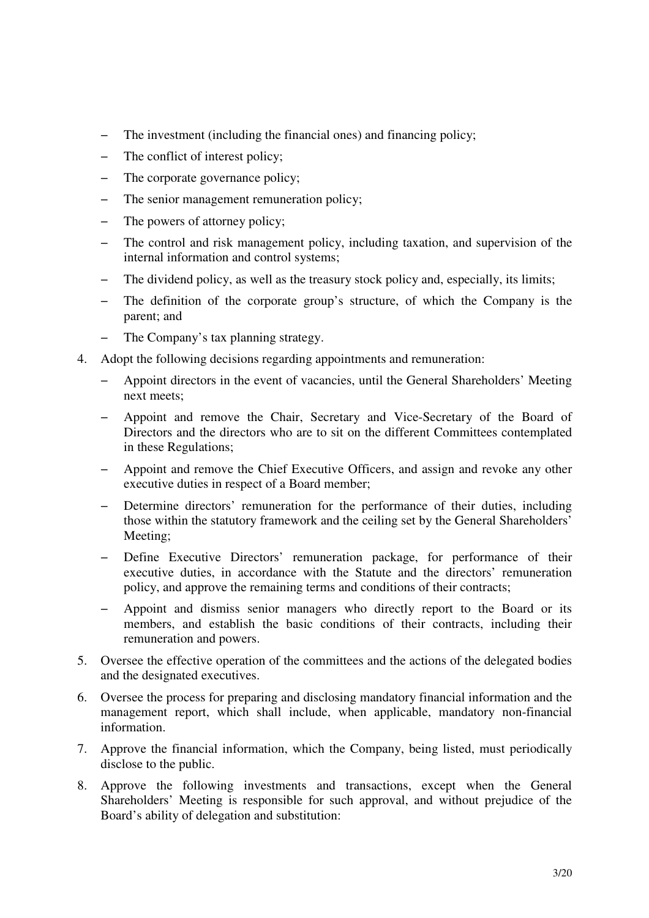- The investment (including the financial ones) and financing policy;
- The conflict of interest policy;
- The corporate governance policy;
- The senior management remuneration policy;
- The powers of attorney policy;
- The control and risk management policy, including taxation, and supervision of the internal information and control systems;
- The dividend policy, as well as the treasury stock policy and, especially, its limits;
- The definition of the corporate group's structure, of which the Company is the parent; and
- The Company's tax planning strategy.

4. Adopt the following decisions regarding appointments and remuneration:
   - Appoint directors in the event of vacancies, until the General Shareholders' Meeting next meets;
   - Appoint and remove the Chair, Secretary and Vice-Secretary of the Board of Directors and the directors who are to sit on the different Committees contemplated in these Regulations;
   - Appoint and remove the Chief Executive Officers, and assign and revoke any other executive duties in respect of a Board member;
   - Determine directors' remuneration for the performance of their duties, including those within the statutory framework and the ceiling set by the General Shareholders' Meeting;
   - Define Executive Directors' remuneration package, for performance of their executive duties, in accordance with the Statute and the directors' remuneration policy, and approve the remaining terms and conditions of their contracts;
   - Appoint and dismiss senior managers who directly report to the Board or its members, and establish the basic conditions of their contracts, including their remuneration and powers.
5. Oversee the effective operation of the committees and the actions of the delegated bodies and the designated executives.
6. Oversee the process for preparing and disclosing mandatory financial information and the management report, which shall include, when applicable, mandatory non-financial information.
7. Approve the financial information, which the Company, being listed, must periodically disclose to the public.
8. Approve the following investments and transactions, except when the General Shareholders' Meeting is responsible for such approval, and without prejudice of the Board's ability of delegation and substitution: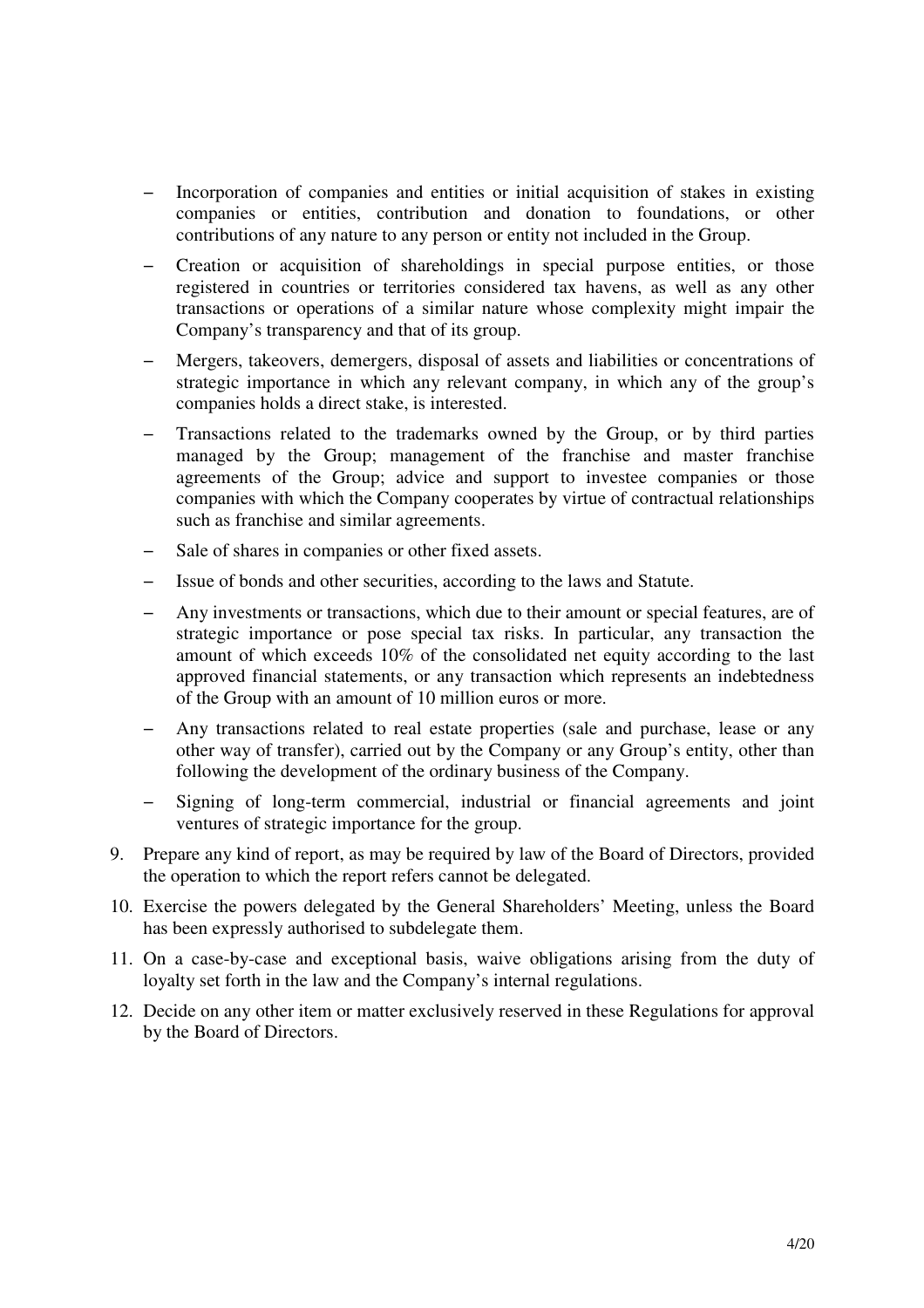- Incorporation of companies and entities or initial acquisition of stakes in existing companies or entities, contribution and donation to foundations, or other contributions of any nature to any person or entity not included in the Group.
- Creation or acquisition of shareholdings in special purpose entities, or those registered in countries or territories considered tax havens, as well as any other transactions or operations of a similar nature whose complexity might impair the Company's transparency and that of its group.
- Mergers, takeovers, demergers, disposal of assets and liabilities or concentrations of strategic importance in which any relevant company, in which any of the group's companies holds a direct stake, is interested.
- Transactions related to the trademarks owned by the Group, or by third parties managed by the Group; management of the franchise and master franchise agreements of the Group; advice and support to investee companies or those companies with which the Company cooperates by virtue of contractual relationships such as franchise and similar agreements.
- Sale of shares in companies or other fixed assets.
- Issue of bonds and other securities, according to the laws and Statute.
- Any investments or transactions, which due to their amount or special features, are of strategic importance or pose special tax risks. In particular, any transaction the amount of which exceeds 10% of the consolidated net equity according to the last approved financial statements, or any transaction which represents an indebtedness of the Group with an amount of 10 million euros or more.
- Any transactions related to real estate properties (sale and purchase, lease or any other way of transfer), carried out by the Company or any Group's entity, other than following the development of the ordinary business of the Company.
- Signing of long-term commercial, industrial or financial agreements and joint ventures of strategic importance for the group.

9. Prepare any kind of report, as may be required by law of the Board of Directors, provided the operation to which the report refers cannot be delegated.
10. Exercise the powers delegated by the General Shareholders' Meeting, unless the Board has been expressly authorised to subdelegate them.
11. On a case-by-case and exceptional basis, waive obligations arising from the duty of loyalty set forth in the law and the Company's internal regulations.
12. Decide on any other item or matter exclusively reserved in these Regulations for approval by the Board of Directors.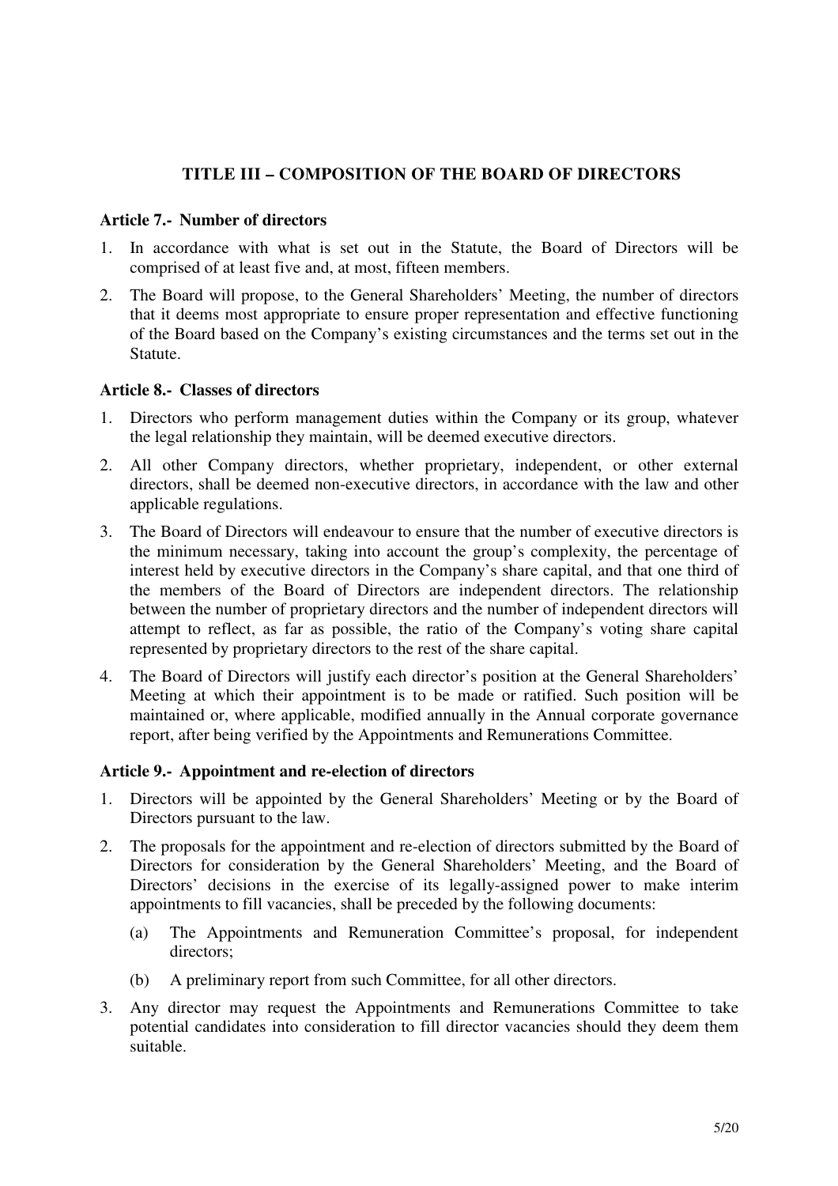## TITLE III – COMPOSITION OF THE BOARD OF DIRECTORS

### Article 7.- Number of directors

1. In accordance with what is set out in the Statute, the Board of Directors will be comprised of at least five and, at most, fifteen members.
2. The Board will propose, to the General Shareholders' Meeting, the number of directors that it deems most appropriate to ensure proper representation and effective functioning of the Board based on the Company's existing circumstances and the terms set out in the Statute.

### Article 8.- Classes of directors

1. Directors who perform management duties within the Company or its group, whatever the legal relationship they maintain, will be deemed executive directors.
2. All other Company directors, whether proprietary, independent, or other external directors, shall be deemed non-executive directors, in accordance with the law and other applicable regulations.
3. The Board of Directors will endeavour to ensure that the number of executive directors is the minimum necessary, taking into account the group's complexity, the percentage of interest held by executive directors in the Company's share capital, and that one third of the members of the Board of Directors are independent directors. The relationship between the number of proprietary directors and the number of independent directors will attempt to reflect, as far as possible, the ratio of the Company's voting share capital represented by proprietary directors to the rest of the share capital.
4. The Board of Directors will justify each director's position at the General Shareholders' Meeting at which their appointment is to be made or ratified. Such position will be maintained or, where applicable, modified annually in the Annual corporate governance report, after being verified by the Appointments and Remunerations Committee.

### Article 9.- Appointment and re-election of directors

1. Directors will be appointed by the General Shareholders' Meeting or by the Board of Directors pursuant to the law.
2. The proposals for the appointment and re-election of directors submitted by the Board of Directors for consideration by the General Shareholders' Meeting, and the Board of Directors' decisions in the exercise of its legally-assigned power to make interim appointments to fill vacancies, shall be preceded by the following documents:
   (a) The Appointments and Remuneration Committee's proposal, for independent directors;
   (b) A preliminary report from such Committee, for all other directors.
3. Any director may request the Appointments and Remunerations Committee to take potential candidates into consideration to fill director vacancies should they deem them suitable.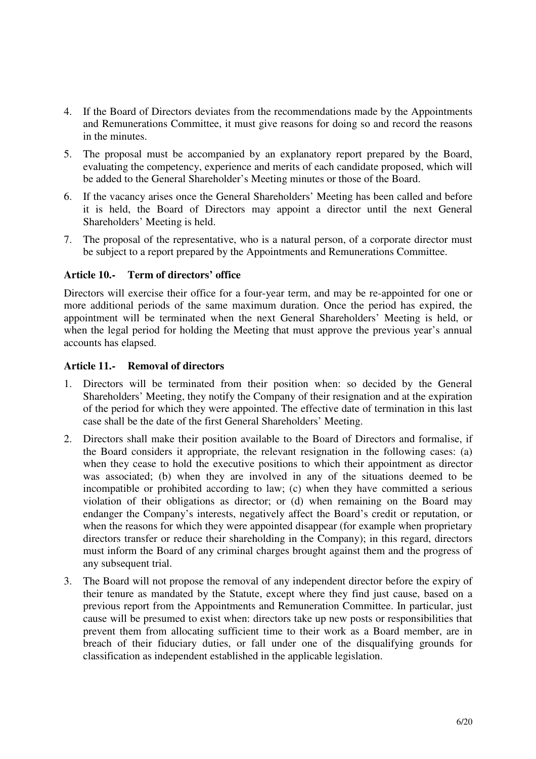4. If the Board of Directors deviates from the recommendations made by the Appointments and Remunerations Committee, it must give reasons for doing so and record the reasons in the minutes.

5. The proposal must be accompanied by an explanatory report prepared by the Board, evaluating the competency, experience and merits of each candidate proposed, which will be added to the General Shareholder's Meeting minutes or those of the Board.

6. If the vacancy arises once the General Shareholders' Meeting has been called and before it is held, the Board of Directors may appoint a director until the next General Shareholders' Meeting is held.

7. The proposal of the representative, who is a natural person, of a corporate director must be subject to a report prepared by the Appointments and Remunerations Committee.

### Article 10.- Term of directors' office

Directors will exercise their office for a four-year term, and may be re-appointed for one or more additional periods of the same maximum duration. Once the period has expired, the appointment will be terminated when the next General Shareholders' Meeting is held, or when the legal period for holding the Meeting that must approve the previous year's annual accounts has elapsed.

### Article 11.- Removal of directors

1. Directors will be terminated from their position when: so decided by the General Shareholders' Meeting, they notify the Company of their resignation and at the expiration of the period for which they were appointed. The effective date of termination in this last case shall be the date of the first General Shareholders' Meeting.

2. Directors shall make their position available to the Board of Directors and formalise, if the Board considers it appropriate, the relevant resignation in the following cases: (a) when they cease to hold the executive positions to which their appointment as director was associated; (b) when they are involved in any of the situations deemed to be incompatible or prohibited according to law; (c) when they have committed a serious violation of their obligations as director; or (d) when remaining on the Board may endanger the Company's interests, negatively affect the Board's credit or reputation, or when the reasons for which they were appointed disappear (for example when proprietary directors transfer or reduce their shareholding in the Company); in this regard, directors must inform the Board of any criminal charges brought against them and the progress of any subsequent trial.

3. The Board will not propose the removal of any independent director before the expiry of their tenure as mandated by the Statute, except where they find just cause, based on a previous report from the Appointments and Remuneration Committee. In particular, just cause will be presumed to exist when: directors take up new posts or responsibilities that prevent them from allocating sufficient time to their work as a Board member, are in breach of their fiduciary duties, or fall under one of the disqualifying grounds for classification as independent established in the applicable legislation.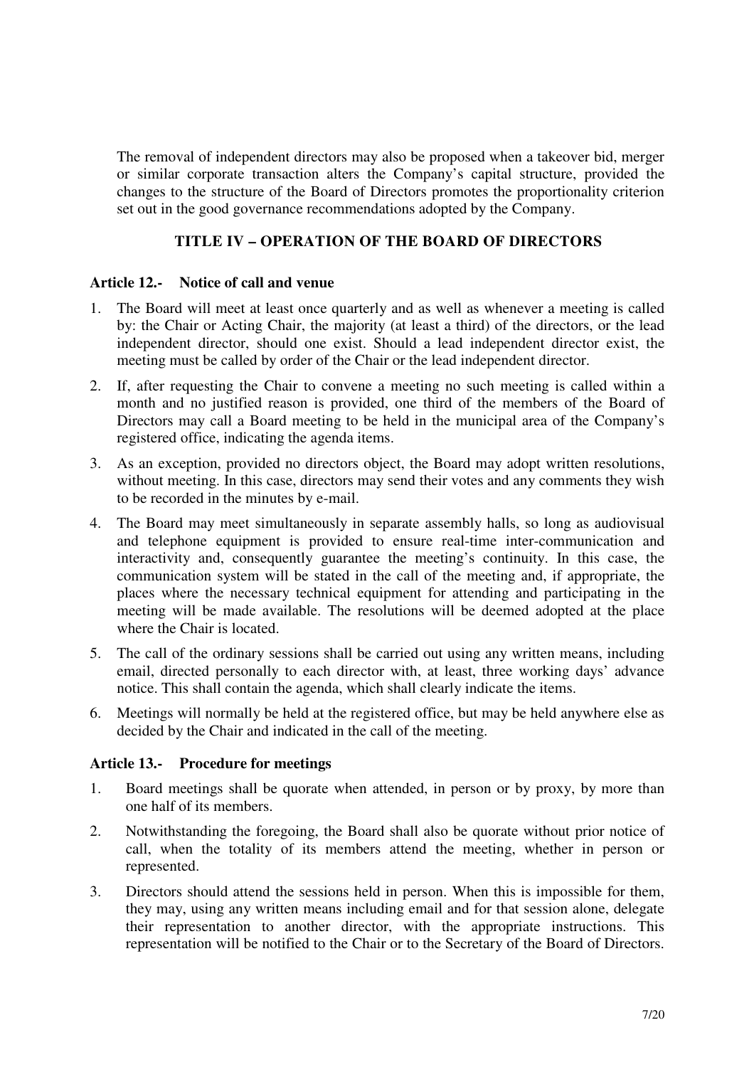The removal of independent directors may also be proposed when a takeover bid, merger or similar corporate transaction alters the Company's capital structure, provided the changes to the structure of the Board of Directors promotes the proportionality criterion set out in the good governance recommendations adopted by the Company.

## TITLE IV – OPERATION OF THE BOARD OF DIRECTORS

### Article 12.- Notice of call and venue

1. The Board will meet at least once quarterly and as well as whenever a meeting is called by: the Chair or Acting Chair, the majority (at least a third) of the directors, or the lead independent director, should one exist. Should a lead independent director exist, the meeting must be called by order of the Chair or the lead independent director.
2. If, after requesting the Chair to convene a meeting no such meeting is called within a month and no justified reason is provided, one third of the members of the Board of Directors may call a Board meeting to be held in the municipal area of the Company's registered office, indicating the agenda items.
3. As an exception, provided no directors object, the Board may adopt written resolutions, without meeting. In this case, directors may send their votes and any comments they wish to be recorded in the minutes by e-mail.
4. The Board may meet simultaneously in separate assembly halls, so long as audiovisual and telephone equipment is provided to ensure real-time inter-communication and interactivity and, consequently guarantee the meeting's continuity. In this case, the communication system will be stated in the call of the meeting and, if appropriate, the places where the necessary technical equipment for attending and participating in the meeting will be made available. The resolutions will be deemed adopted at the place where the Chair is located.
5. The call of the ordinary sessions shall be carried out using any written means, including email, directed personally to each director with, at least, three working days' advance notice. This shall contain the agenda, which shall clearly indicate the items.
6. Meetings will normally be held at the registered office, but may be held anywhere else as decided by the Chair and indicated in the call of the meeting.

### Article 13.- Procedure for meetings

1. Board meetings shall be quorate when attended, in person or by proxy, by more than one half of its members.
2. Notwithstanding the foregoing, the Board shall also be quorate without prior notice of call, when the totality of its members attend the meeting, whether in person or represented.
3. Directors should attend the sessions held in person. When this is impossible for them, they may, using any written means including email and for that session alone, delegate their representation to another director, with the appropriate instructions. This representation will be notified to the Chair or to the Secretary of the Board of Directors.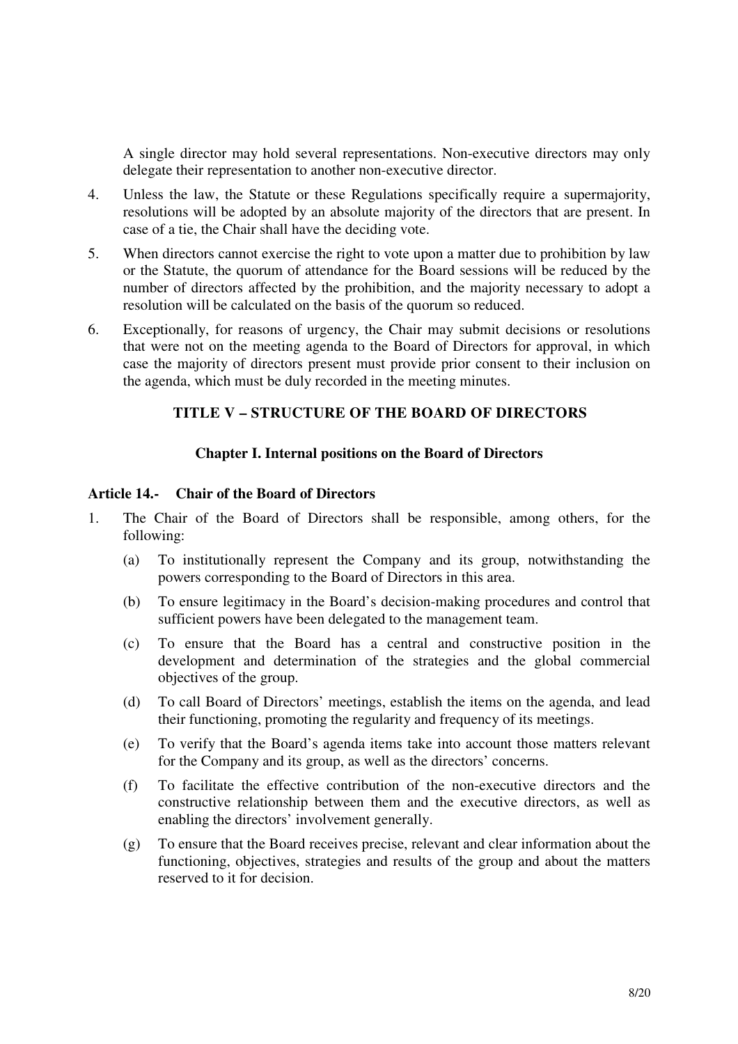A single director may hold several representations. Non-executive directors may only delegate their representation to another non-executive director.

4. Unless the law, the Statute or these Regulations specifically require a supermajority, resolutions will be adopted by an absolute majority of the directors that are present. In case of a tie, the Chair shall have the deciding vote.

5. When directors cannot exercise the right to vote upon a matter due to prohibition by law or the Statute, the quorum of attendance for the Board sessions will be reduced by the number of directors affected by the prohibition, and the majority necessary to adopt a resolution will be calculated on the basis of the quorum so reduced.

6. Exceptionally, for reasons of urgency, the Chair may submit decisions or resolutions that were not on the meeting agenda to the Board of Directors for approval, in which case the majority of directors present must provide prior consent to their inclusion on the agenda, which must be duly recorded in the meeting minutes.

## TITLE V – STRUCTURE OF THE BOARD OF DIRECTORS

### Chapter I. Internal positions on the Board of Directors

#### Article 14.- Chair of the Board of Directors

1. The Chair of the Board of Directors shall be responsible, among others, for the following:

   (a) To institutionally represent the Company and its group, notwithstanding the powers corresponding to the Board of Directors in this area.

   (b) To ensure legitimacy in the Board's decision-making procedures and control that sufficient powers have been delegated to the management team.

   (c) To ensure that the Board has a central and constructive position in the development and determination of the strategies and the global commercial objectives of the group.

   (d) To call Board of Directors' meetings, establish the items on the agenda, and lead their functioning, promoting the regularity and frequency of its meetings.

   (e) To verify that the Board's agenda items take into account those matters relevant for the Company and its group, as well as the directors' concerns.

   (f) To facilitate the effective contribution of the non-executive directors and the constructive relationship between them and the executive directors, as well as enabling the directors' involvement generally.

   (g) To ensure that the Board receives precise, relevant and clear information about the functioning, objectives, strategies and results of the group and about the matters reserved to it for decision.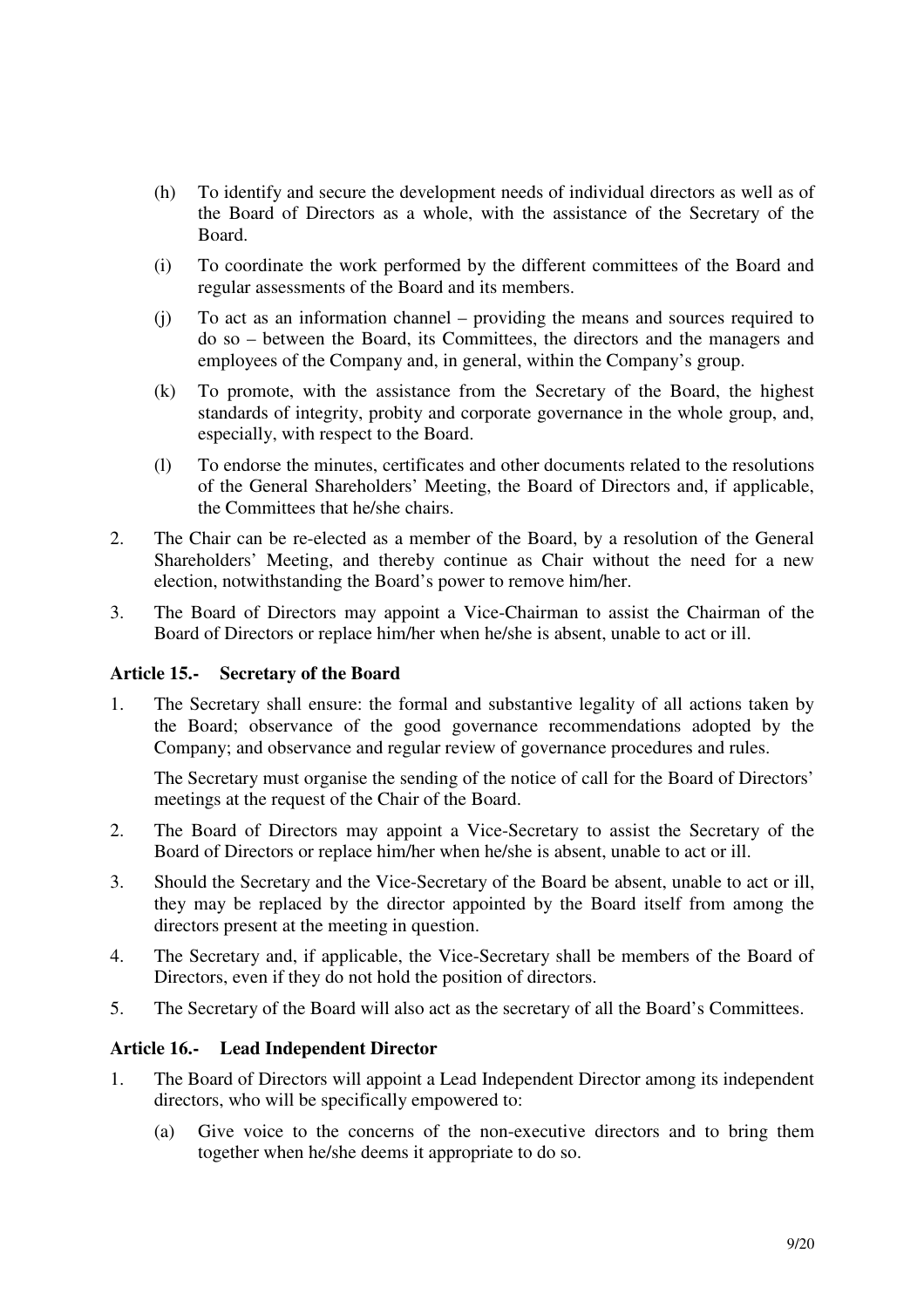(h) To identify and secure the development needs of individual directors as well as of the Board of Directors as a whole, with the assistance of the Secretary of the Board.

(i) To coordinate the work performed by the different committees of the Board and regular assessments of the Board and its members.

(j) To act as an information channel – providing the means and sources required to do so – between the Board, its Committees, the directors and the managers and employees of the Company and, in general, within the Company's group.

(k) To promote, with the assistance from the Secretary of the Board, the highest standards of integrity, probity and corporate governance in the whole group, and, especially, with respect to the Board.

(l) To endorse the minutes, certificates and other documents related to the resolutions of the General Shareholders' Meeting, the Board of Directors and, if applicable, the Committees that he/she chairs.

2. The Chair can be re-elected as a member of the Board, by a resolution of the General Shareholders' Meeting, and thereby continue as Chair without the need for a new election, notwithstanding the Board's power to remove him/her.

3. The Board of Directors may appoint a Vice-Chairman to assist the Chairman of the Board of Directors or replace him/her when he/she is absent, unable to act or ill.

### Article 15.- Secretary of the Board

1. The Secretary shall ensure: the formal and substantive legality of all actions taken by the Board; observance of the good governance recommendations adopted by the Company; and observance and regular review of governance procedures and rules.

   The Secretary must organise the sending of the notice of call for the Board of Directors' meetings at the request of the Chair of the Board.

2. The Board of Directors may appoint a Vice-Secretary to assist the Secretary of the Board of Directors or replace him/her when he/she is absent, unable to act or ill.

3. Should the Secretary and the Vice-Secretary of the Board be absent, unable to act or ill, they may be replaced by the director appointed by the Board itself from among the directors present at the meeting in question.

4. The Secretary and, if applicable, the Vice-Secretary shall be members of the Board of Directors, even if they do not hold the position of directors.

5. The Secretary of the Board will also act as the secretary of all the Board's Committees.

### Article 16.- Lead Independent Director

1. The Board of Directors will appoint a Lead Independent Director among its independent directors, who will be specifically empowered to:

   (a) Give voice to the concerns of the non-executive directors and to bring them together when he/she deems it appropriate to do so.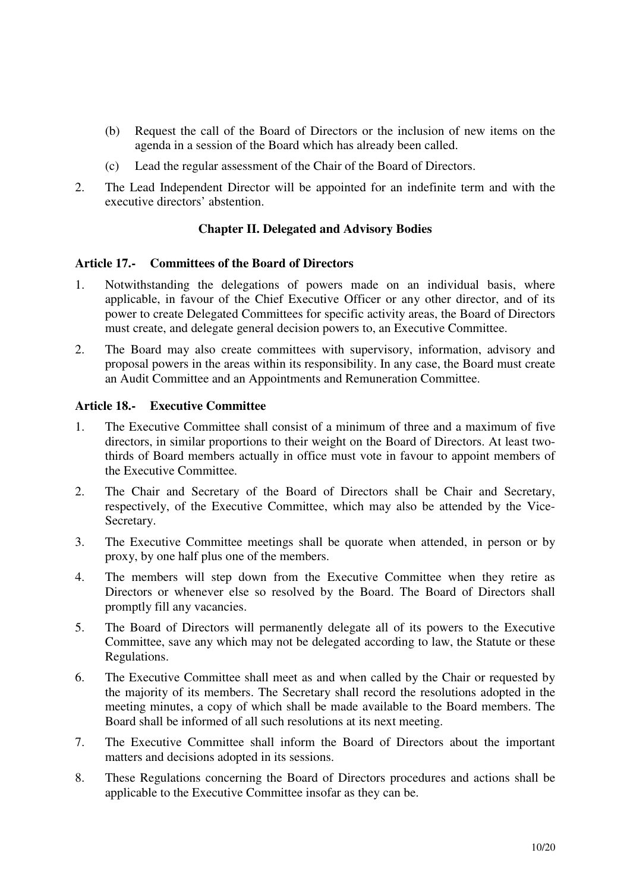(b) Request the call of the Board of Directors or the inclusion of new items on the agenda in a session of the Board which has already been called.

(c) Lead the regular assessment of the Chair of the Board of Directors.

2. The Lead Independent Director will be appointed for an indefinite term and with the executive directors' abstention.

## Chapter II. Delegated and Advisory Bodies

### Article 17.- Committees of the Board of Directors

1. Notwithstanding the delegations of powers made on an individual basis, where applicable, in favour of the Chief Executive Officer or any other director, and of its power to create Delegated Committees for specific activity areas, the Board of Directors must create, and delegate general decision powers to, an Executive Committee.

2. The Board may also create committees with supervisory, information, advisory and proposal powers in the areas within its responsibility. In any case, the Board must create an Audit Committee and an Appointments and Remuneration Committee.

### Article 18.- Executive Committee

1. The Executive Committee shall consist of a minimum of three and a maximum of five directors, in similar proportions to their weight on the Board of Directors. At least two-thirds of Board members actually in office must vote in favour to appoint members of the Executive Committee.

2. The Chair and Secretary of the Board of Directors shall be Chair and Secretary, respectively, of the Executive Committee, which may also be attended by the Vice-Secretary.

3. The Executive Committee meetings shall be quorate when attended, in person or by proxy, by one half plus one of the members.

4. The members will step down from the Executive Committee when they retire as Directors or whenever else so resolved by the Board. The Board of Directors shall promptly fill any vacancies.

5. The Board of Directors will permanently delegate all of its powers to the Executive Committee, save any which may not be delegated according to law, the Statute or these Regulations.

6. The Executive Committee shall meet as and when called by the Chair or requested by the majority of its members. The Secretary shall record the resolutions adopted in the meeting minutes, a copy of which shall be made available to the Board members. The Board shall be informed of all such resolutions at its next meeting.

7. The Executive Committee shall inform the Board of Directors about the important matters and decisions adopted in its sessions.

8. These Regulations concerning the Board of Directors procedures and actions shall be applicable to the Executive Committee insofar as they can be.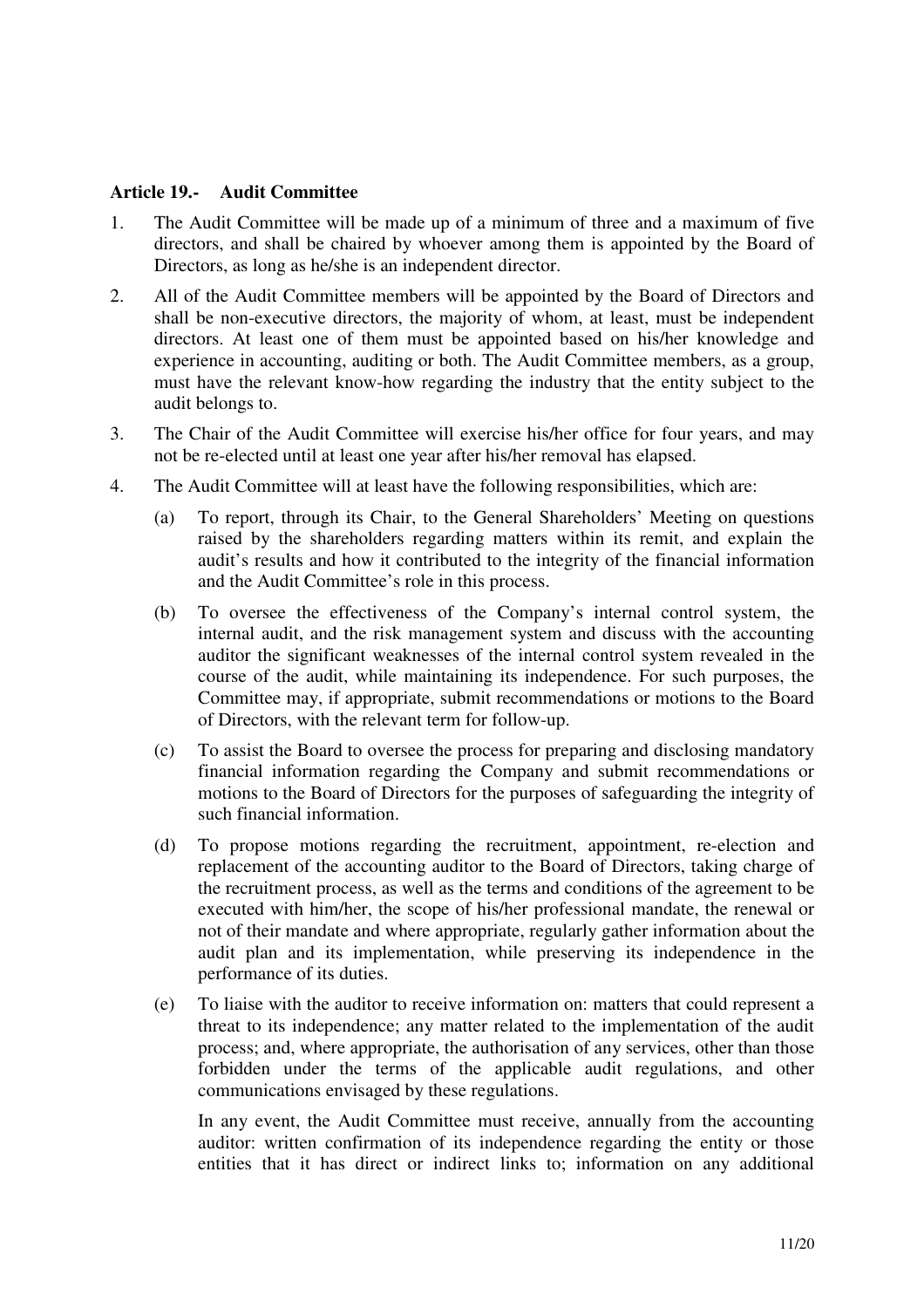### Article 19.- Audit Committee

1. The Audit Committee will be made up of a minimum of three and a maximum of five directors, and shall be chaired by whoever among them is appointed by the Board of Directors, as long as he/she is an independent director.

2. All of the Audit Committee members will be appointed by the Board of Directors and shall be non-executive directors, the majority of whom, at least, must be independent directors. At least one of them must be appointed based on his/her knowledge and experience in accounting, auditing or both. The Audit Committee members, as a group, must have the relevant know-how regarding the industry that the entity subject to the audit belongs to.

3. The Chair of the Audit Committee will exercise his/her office for four years, and may not be re-elected until at least one year after his/her removal has elapsed.

4. The Audit Committee will at least have the following responsibilities, which are:

   (a) To report, through its Chair, to the General Shareholders' Meeting on questions raised by the shareholders regarding matters within its remit, and explain the audit's results and how it contributed to the integrity of the financial information and the Audit Committee's role in this process.

   (b) To oversee the effectiveness of the Company's internal control system, the internal audit, and the risk management system and discuss with the accounting auditor the significant weaknesses of the internal control system revealed in the course of the audit, while maintaining its independence. For such purposes, the Committee may, if appropriate, submit recommendations or motions to the Board of Directors, with the relevant term for follow-up.

   (c) To assist the Board to oversee the process for preparing and disclosing mandatory financial information regarding the Company and submit recommendations or motions to the Board of Directors for the purposes of safeguarding the integrity of such financial information.

   (d) To propose motions regarding the recruitment, appointment, re-election and replacement of the accounting auditor to the Board of Directors, taking charge of the recruitment process, as well as the terms and conditions of the agreement to be executed with him/her, the scope of his/her professional mandate, the renewal or not of their mandate and where appropriate, regularly gather information about the audit plan and its implementation, while preserving its independence in the performance of its duties.

   (e) To liaise with the auditor to receive information on: matters that could represent a threat to its independence; any matter related to the implementation of the audit process; and, where appropriate, the authorisation of any services, other than those forbidden under the terms of the applicable audit regulations, and other communications envisaged by these regulations.

   In any event, the Audit Committee must receive, annually from the accounting auditor: written confirmation of its independence regarding the entity or those entities that it has direct or indirect links to; information on any additional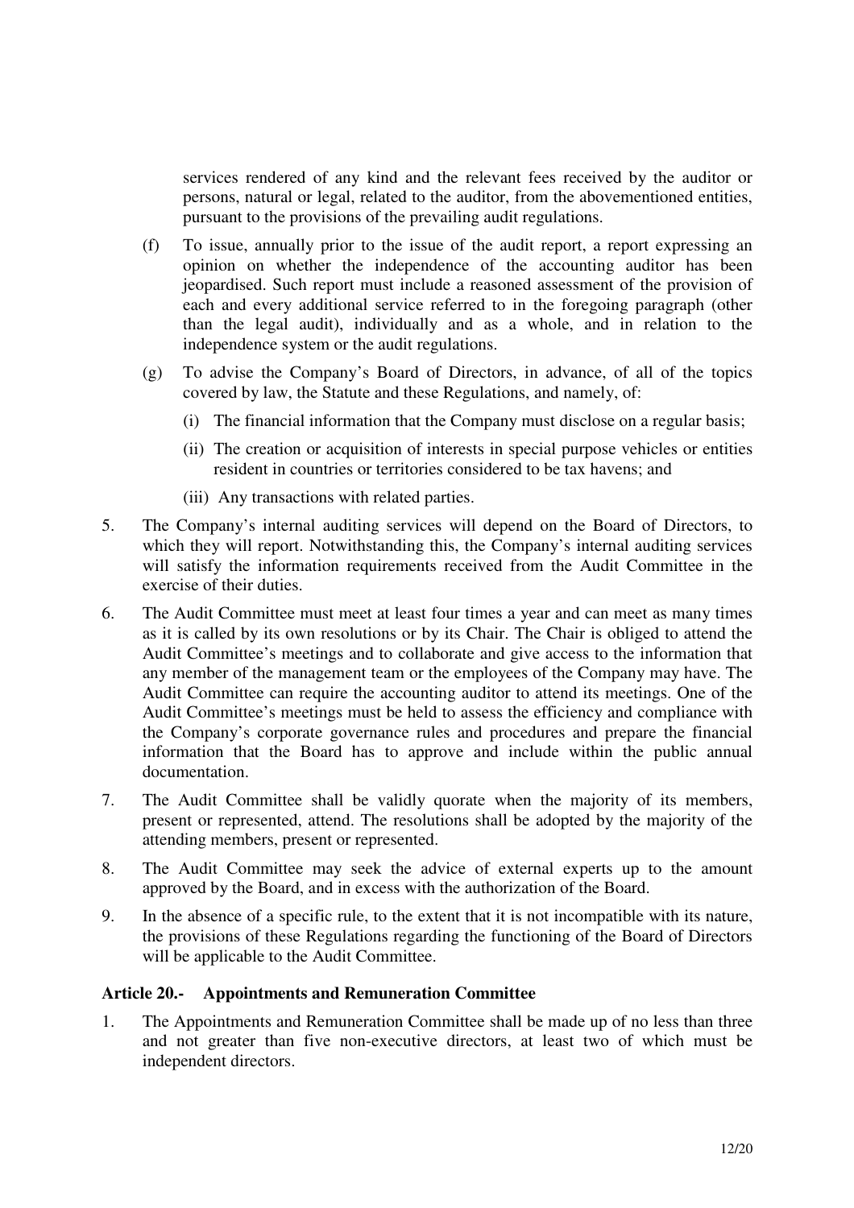services rendered of any kind and the relevant fees received by the auditor or persons, natural or legal, related to the auditor, from the abovementioned entities, pursuant to the provisions of the prevailing audit regulations.

(f) To issue, annually prior to the issue of the audit report, a report expressing an opinion on whether the independence of the accounting auditor has been jeopardised. Such report must include a reasoned assessment of the provision of each and every additional service referred to in the foregoing paragraph (other than the legal audit), individually and as a whole, and in relation to the independence system or the audit regulations.

(g) To advise the Company's Board of Directors, in advance, of all of the topics covered by law, the Statute and these Regulations, and namely, of:

(i) The financial information that the Company must disclose on a regular basis;

(ii) The creation or acquisition of interests in special purpose vehicles or entities resident in countries or territories considered to be tax havens; and

(iii) Any transactions with related parties.

5. The Company's internal auditing services will depend on the Board of Directors, to which they will report. Notwithstanding this, the Company's internal auditing services will satisfy the information requirements received from the Audit Committee in the exercise of their duties.

6. The Audit Committee must meet at least four times a year and can meet as many times as it is called by its own resolutions or by its Chair. The Chair is obliged to attend the Audit Committee's meetings and to collaborate and give access to the information that any member of the management team or the employees of the Company may have. The Audit Committee can require the accounting auditor to attend its meetings. One of the Audit Committee's meetings must be held to assess the efficiency and compliance with the Company's corporate governance rules and procedures and prepare the financial information that the Board has to approve and include within the public annual documentation.

7. The Audit Committee shall be validly quorate when the majority of its members, present or represented, attend. The resolutions shall be adopted by the majority of the attending members, present or represented.

8. The Audit Committee may seek the advice of external experts up to the amount approved by the Board, and in excess with the authorization of the Board.

9. In the absence of a specific rule, to the extent that it is not incompatible with its nature, the provisions of these Regulations regarding the functioning of the Board of Directors will be applicable to the Audit Committee.

### Article 20.- Appointments and Remuneration Committee

1. The Appointments and Remuneration Committee shall be made up of no less than three and not greater than five non-executive directors, at least two of which must be independent directors.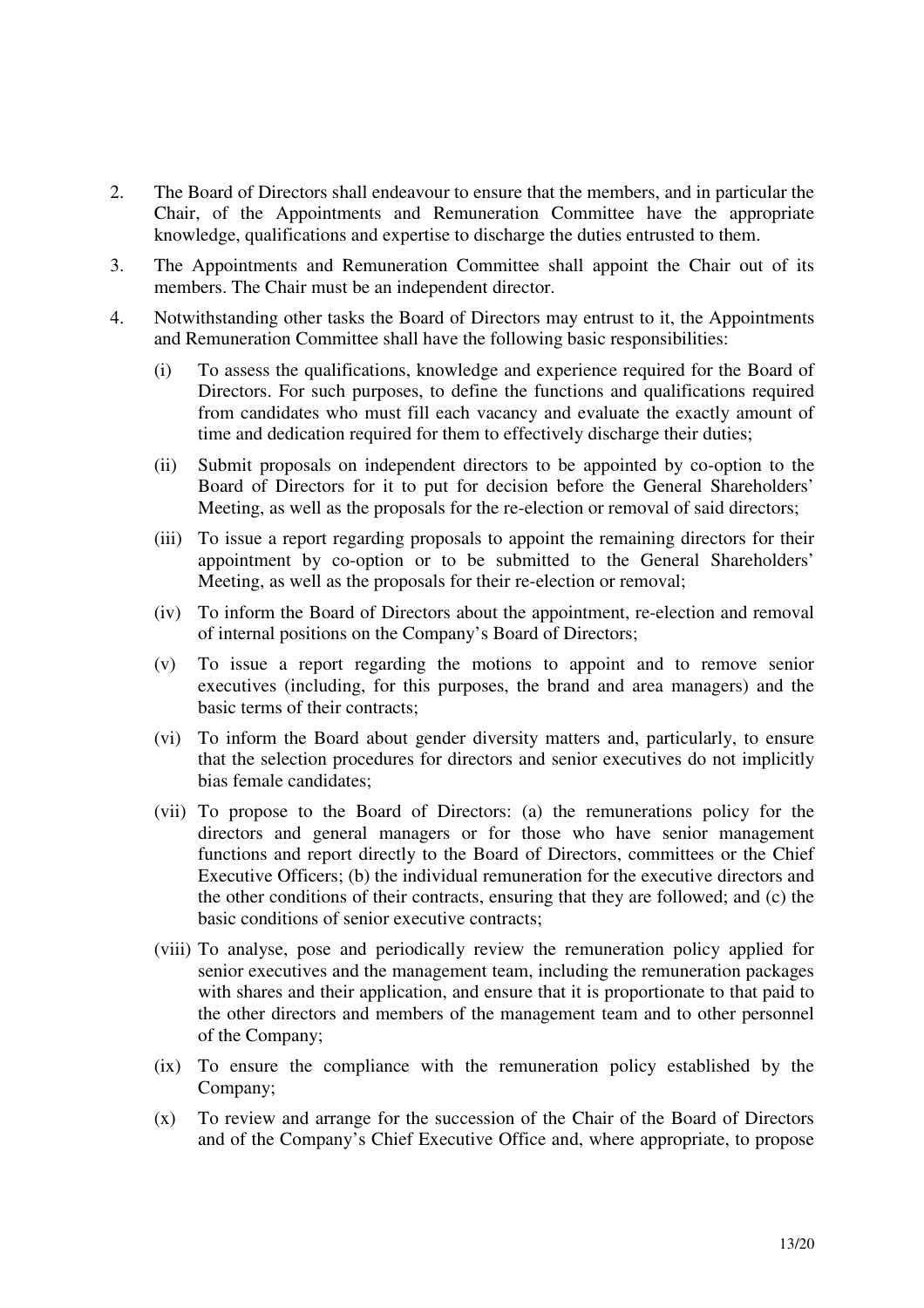2. The Board of Directors shall endeavour to ensure that the members, and in particular the Chair, of the Appointments and Remuneration Committee have the appropriate knowledge, qualifications and expertise to discharge the duties entrusted to them.

3. The Appointments and Remuneration Committee shall appoint the Chair out of its members. The Chair must be an independent director.

4. Notwithstanding other tasks the Board of Directors may entrust to it, the Appointments and Remuneration Committee shall have the following basic responsibilities:

   (i) To assess the qualifications, knowledge and experience required for the Board of Directors. For such purposes, to define the functions and qualifications required from candidates who must fill each vacancy and evaluate the exactly amount of time and dedication required for them to effectively discharge their duties;

   (ii) Submit proposals on independent directors to be appointed by co-option to the Board of Directors for it to put for decision before the General Shareholders' Meeting, as well as the proposals for the re-election or removal of said directors;

   (iii) To issue a report regarding proposals to appoint the remaining directors for their appointment by co-option or to be submitted to the General Shareholders' Meeting, as well as the proposals for their re-election or removal;

   (iv) To inform the Board of Directors about the appointment, re-election and removal of internal positions on the Company's Board of Directors;

   (v) To issue a report regarding the motions to appoint and to remove senior executives (including, for this purposes, the brand and area managers) and the basic terms of their contracts;

   (vi) To inform the Board about gender diversity matters and, particularly, to ensure that the selection procedures for directors and senior executives do not implicitly bias female candidates;

   (vii) To propose to the Board of Directors: (a) the remunerations policy for the directors and general managers or for those who have senior management functions and report directly to the Board of Directors, committees or the Chief Executive Officers; (b) the individual remuneration for the executive directors and the other conditions of their contracts, ensuring that they are followed; and (c) the basic conditions of senior executive contracts;

   (viii) To analyse, pose and periodically review the remuneration policy applied for senior executives and the management team, including the remuneration packages with shares and their application, and ensure that it is proportionate to that paid to the other directors and members of the management team and to other personnel of the Company;

   (ix) To ensure the compliance with the remuneration policy established by the Company;

   (x) To review and arrange for the succession of the Chair of the Board of Directors and of the Company's Chief Executive Office and, where appropriate, to propose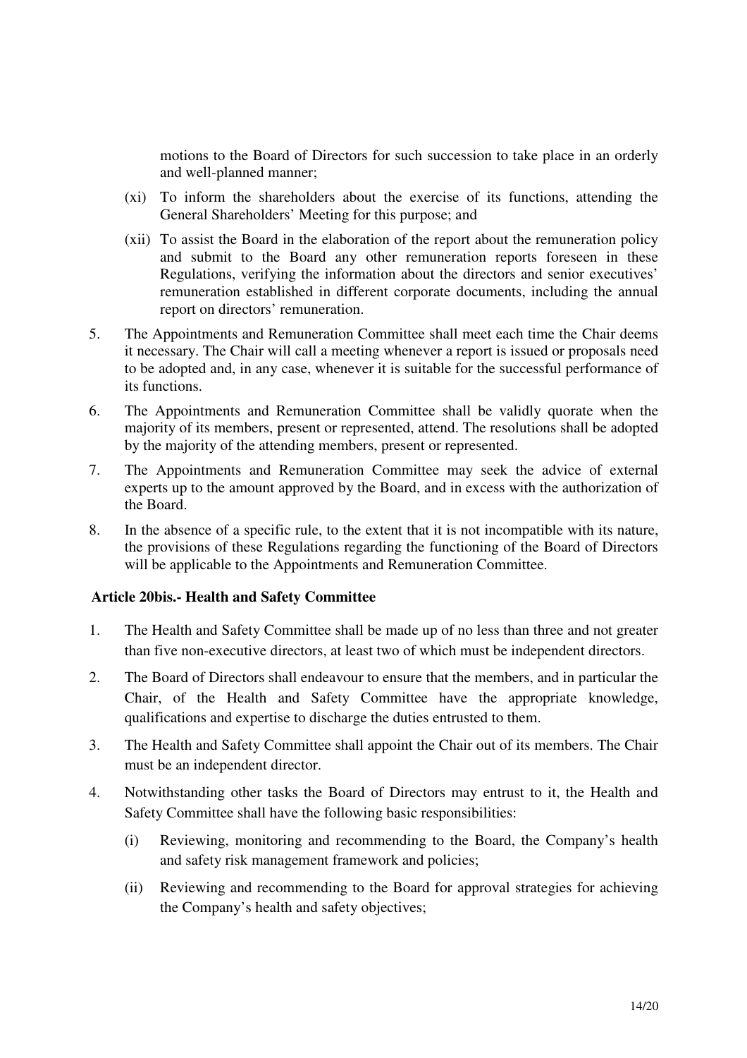motions to the Board of Directors for such succession to take place in an orderly and well-planned manner;

(xi) To inform the shareholders about the exercise of its functions, attending the General Shareholders' Meeting for this purpose; and

(xii) To assist the Board in the elaboration of the report about the remuneration policy and submit to the Board any other remuneration reports foreseen in these Regulations, verifying the information about the directors and senior executives' remuneration established in different corporate documents, including the annual report on directors' remuneration.

5. The Appointments and Remuneration Committee shall meet each time the Chair deems it necessary. The Chair will call a meeting whenever a report is issued or proposals need to be adopted and, in any case, whenever it is suitable for the successful performance of its functions.

6. The Appointments and Remuneration Committee shall be validly quorate when the majority of its members, present or represented, attend. The resolutions shall be adopted by the majority of the attending members, present or represented.

7. The Appointments and Remuneration Committee may seek the advice of external experts up to the amount approved by the Board, and in excess with the authorization of the Board.

8. In the absence of a specific rule, to the extent that it is not incompatible with its nature, the provisions of these Regulations regarding the functioning of the Board of Directors will be applicable to the Appointments and Remuneration Committee.

**Article 20bis.- Health and Safety Committee**

1. The Health and Safety Committee shall be made up of no less than three and not greater than five non-executive directors, at least two of which must be independent directors.

2. The Board of Directors shall endeavour to ensure that the members, and in particular the Chair, of the Health and Safety Committee have the appropriate knowledge, qualifications and expertise to discharge the duties entrusted to them.

3. The Health and Safety Committee shall appoint the Chair out of its members. The Chair must be an independent director.

4. Notwithstanding other tasks the Board of Directors may entrust to it, the Health and Safety Committee shall have the following basic responsibilities:

   (i) Reviewing, monitoring and recommending to the Board, the Company's health and safety risk management framework and policies;

   (ii) Reviewing and recommending to the Board for approval strategies for achieving the Company's health and safety objectives;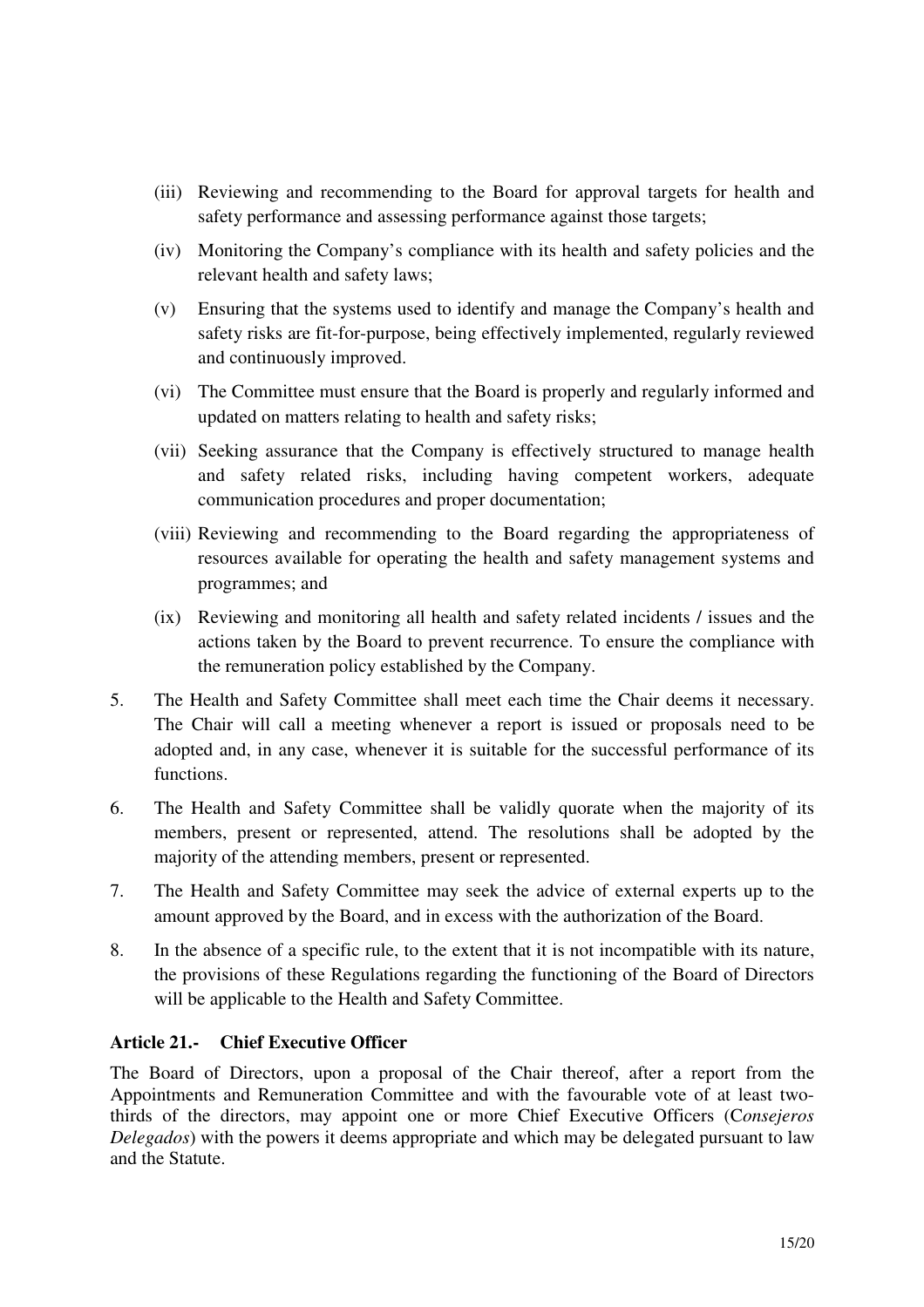(iii) Reviewing and recommending to the Board for approval targets for health and safety performance and assessing performance against those targets;

(iv) Monitoring the Company's compliance with its health and safety policies and the relevant health and safety laws;

(v) Ensuring that the systems used to identify and manage the Company's health and safety risks are fit-for-purpose, being effectively implemented, regularly reviewed and continuously improved.

(vi) The Committee must ensure that the Board is properly and regularly informed and updated on matters relating to health and safety risks;

(vii) Seeking assurance that the Company is effectively structured to manage health and safety related risks, including having competent workers, adequate communication procedures and proper documentation;

(viii) Reviewing and recommending to the Board regarding the appropriateness of resources available for operating the health and safety management systems and programmes; and

(ix) Reviewing and monitoring all health and safety related incidents / issues and the actions taken by the Board to prevent recurrence. To ensure the compliance with the remuneration policy established by the Company.

5. The Health and Safety Committee shall meet each time the Chair deems it necessary. The Chair will call a meeting whenever a report is issued or proposals need to be adopted and, in any case, whenever it is suitable for the successful performance of its functions.

6. The Health and Safety Committee shall be validly quorate when the majority of its members, present or represented, attend. The resolutions shall be adopted by the majority of the attending members, present or represented.

7. The Health and Safety Committee may seek the advice of external experts up to the amount approved by the Board, and in excess with the authorization of the Board.

8. In the absence of a specific rule, to the extent that it is not incompatible with its nature, the provisions of these Regulations regarding the functioning of the Board of Directors will be applicable to the Health and Safety Committee.

**Article 21.- Chief Executive Officer**

The Board of Directors, upon a proposal of the Chair thereof, after a report from the Appointments and Remuneration Committee and with the favourable vote of at least two-thirds of the directors, may appoint one or more Chief Executive Officers (C*onsejeros Delegados*) with the powers it deems appropriate and which may be delegated pursuant to law and the Statute.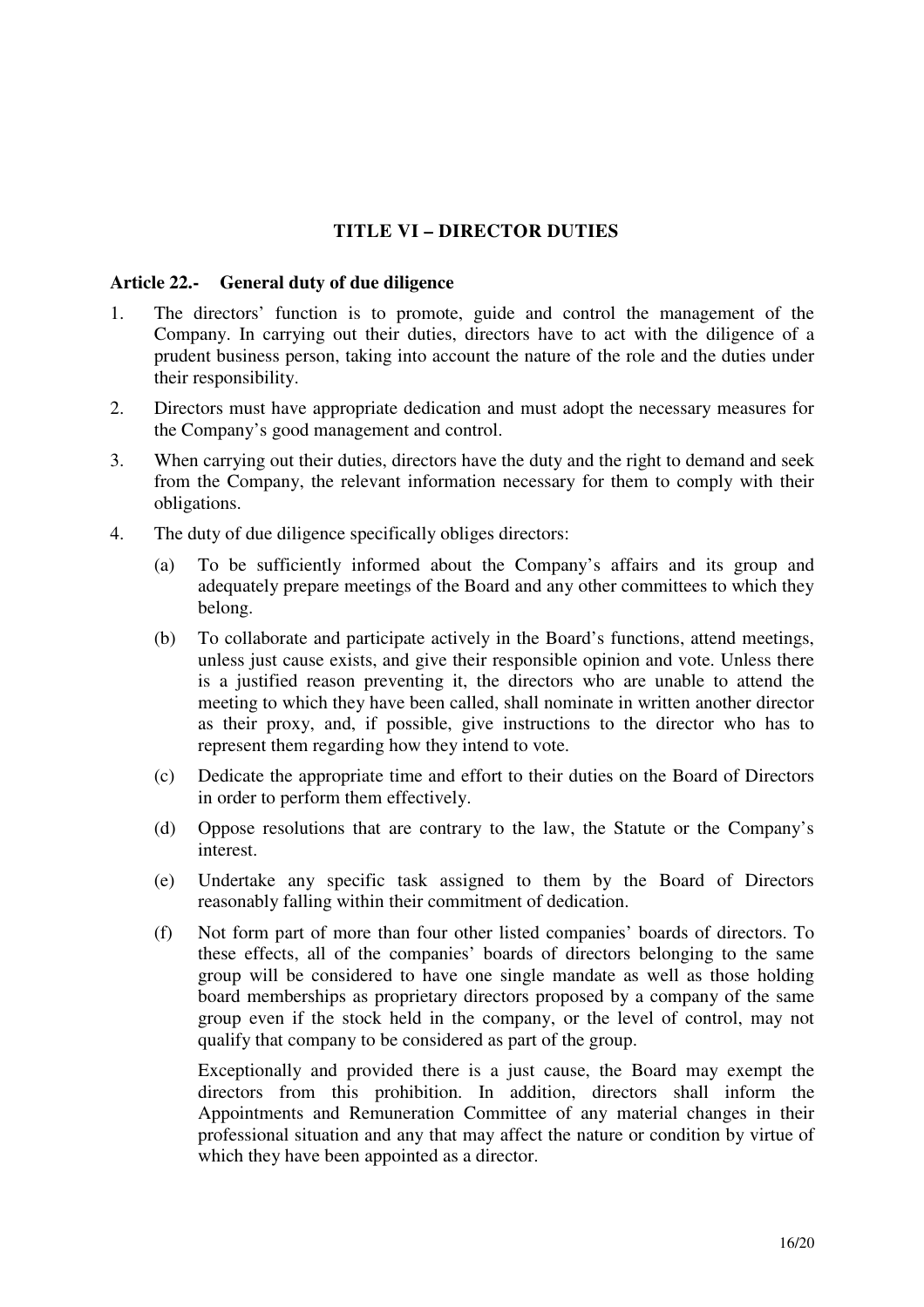## TITLE VI – DIRECTOR DUTIES

### Article 22.- General duty of due diligence

1. The directors' function is to promote, guide and control the management of the Company. In carrying out their duties, directors have to act with the diligence of a prudent business person, taking into account the nature of the role and the duties under their responsibility.

2. Directors must have appropriate dedication and must adopt the necessary measures for the Company's good management and control.

3. When carrying out their duties, directors have the duty and the right to demand and seek from the Company, the relevant information necessary for them to comply with their obligations.

4. The duty of due diligence specifically obliges directors:

   (a) To be sufficiently informed about the Company's affairs and its group and adequately prepare meetings of the Board and any other committees to which they belong.

   (b) To collaborate and participate actively in the Board's functions, attend meetings, unless just cause exists, and give their responsible opinion and vote. Unless there is a justified reason preventing it, the directors who are unable to attend the meeting to which they have been called, shall nominate in written another director as their proxy, and, if possible, give instructions to the director who has to represent them regarding how they intend to vote.

   (c) Dedicate the appropriate time and effort to their duties on the Board of Directors in order to perform them effectively.

   (d) Oppose resolutions that are contrary to the law, the Statute or the Company's interest.

   (e) Undertake any specific task assigned to them by the Board of Directors reasonably falling within their commitment of dedication.

   (f) Not form part of more than four other listed companies' boards of directors. To these effects, all of the companies' boards of directors belonging to the same group will be considered to have one single mandate as well as those holding board memberships as proprietary directors proposed by a company of the same group even if the stock held in the company, or the level of control, may not qualify that company to be considered as part of the group.

   Exceptionally and provided there is a just cause, the Board may exempt the directors from this prohibition. In addition, directors shall inform the Appointments and Remuneration Committee of any material changes in their professional situation and any that may affect the nature or condition by virtue of which they have been appointed as a director.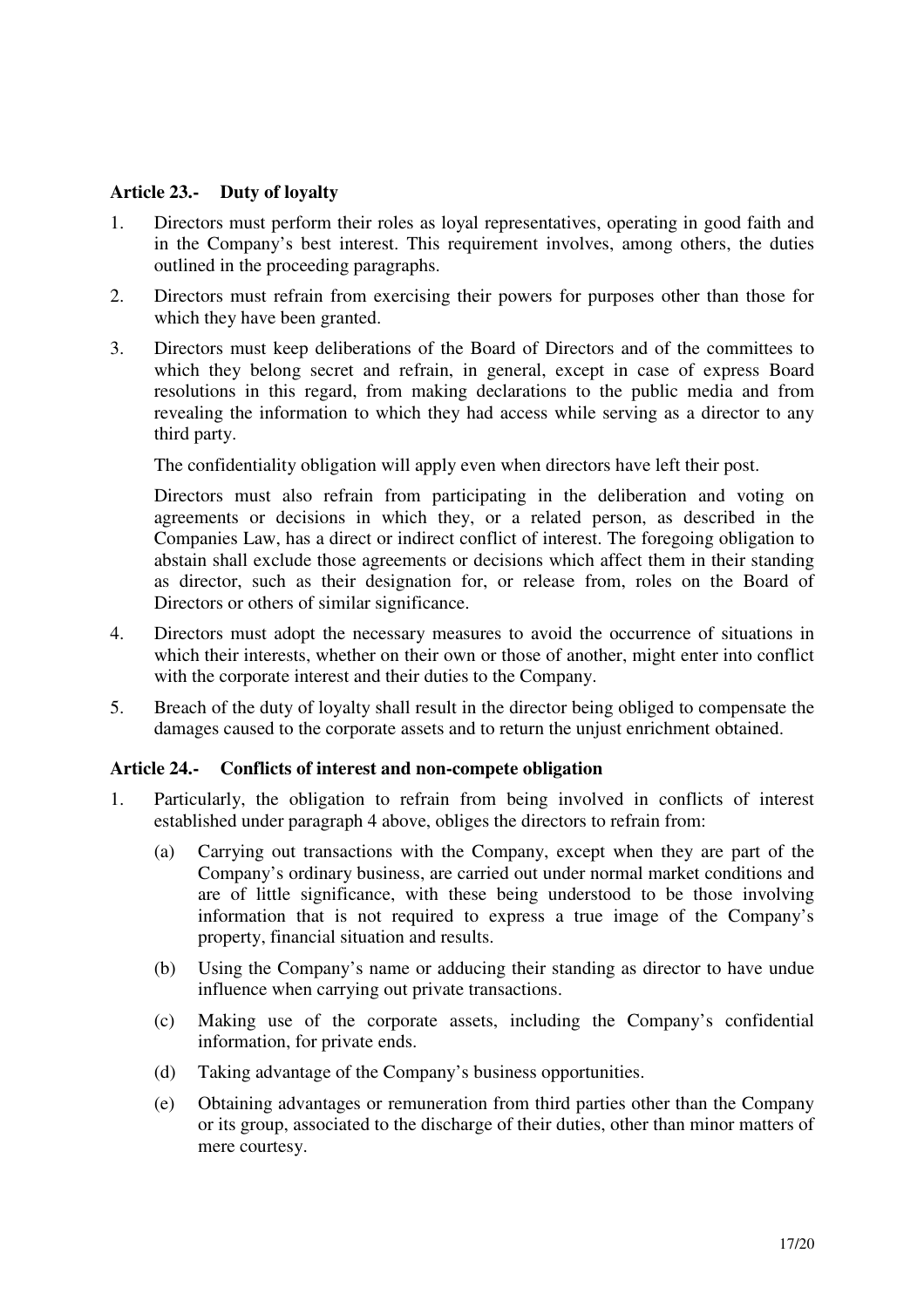### Article 23.- Duty of loyalty

1. Directors must perform their roles as loyal representatives, operating in good faith and in the Company's best interest. This requirement involves, among others, the duties outlined in the proceeding paragraphs.

2. Directors must refrain from exercising their powers for purposes other than those for which they have been granted.

3. Directors must keep deliberations of the Board of Directors and of the committees to which they belong secret and refrain, in general, except in case of express Board resolutions in this regard, from making declarations to the public media and from revealing the information to which they had access while serving as a director to any third party.

   The confidentiality obligation will apply even when directors have left their post.

   Directors must also refrain from participating in the deliberation and voting on agreements or decisions in which they, or a related person, as described in the Companies Law, has a direct or indirect conflict of interest. The foregoing obligation to abstain shall exclude those agreements or decisions which affect them in their standing as director, such as their designation for, or release from, roles on the Board of Directors or others of similar significance.

4. Directors must adopt the necessary measures to avoid the occurrence of situations in which their interests, whether on their own or those of another, might enter into conflict with the corporate interest and their duties to the Company.

5. Breach of the duty of loyalty shall result in the director being obliged to compensate the damages caused to the corporate assets and to return the unjust enrichment obtained.

### Article 24.- Conflicts of interest and non-compete obligation

1. Particularly, the obligation to refrain from being involved in conflicts of interest established under paragraph 4 above, obliges the directors to refrain from:

   (a) Carrying out transactions with the Company, except when they are part of the Company's ordinary business, are carried out under normal market conditions and are of little significance, with these being understood to be those involving information that is not required to express a true image of the Company's property, financial situation and results.

   (b) Using the Company's name or adducing their standing as director to have undue influence when carrying out private transactions.

   (c) Making use of the corporate assets, including the Company's confidential information, for private ends.

   (d) Taking advantage of the Company's business opportunities.

   (e) Obtaining advantages or remuneration from third parties other than the Company or its group, associated to the discharge of their duties, other than minor matters of mere courtesy.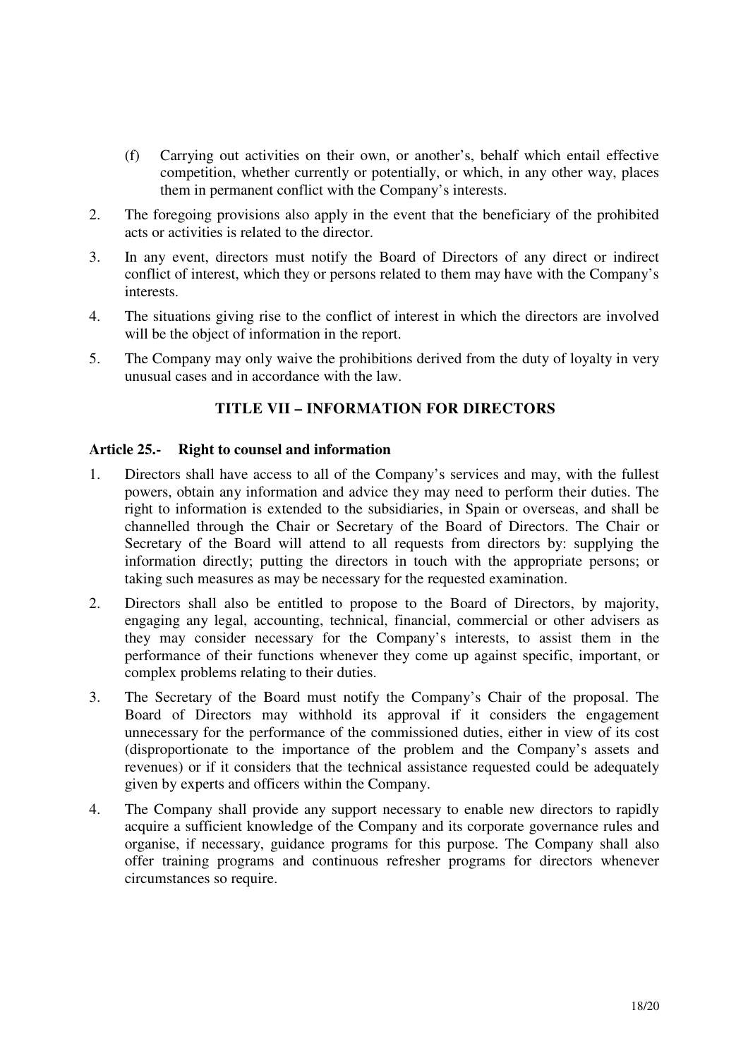(f) Carrying out activities on their own, or another's, behalf which entail effective competition, whether currently or potentially, or which, in any other way, places them in permanent conflict with the Company's interests.

2. The foregoing provisions also apply in the event that the beneficiary of the prohibited acts or activities is related to the director.

3. In any event, directors must notify the Board of Directors of any direct or indirect conflict of interest, which they or persons related to them may have with the Company's interests.

4. The situations giving rise to the conflict of interest in which the directors are involved will be the object of information in the report.

5. The Company may only waive the prohibitions derived from the duty of loyalty in very unusual cases and in accordance with the law.

## TITLE VII – INFORMATION FOR DIRECTORS

### Article 25.- Right to counsel and information

1. Directors shall have access to all of the Company's services and may, with the fullest powers, obtain any information and advice they may need to perform their duties. The right to information is extended to the subsidiaries, in Spain or overseas, and shall be channelled through the Chair or Secretary of the Board of Directors. The Chair or Secretary of the Board will attend to all requests from directors by: supplying the information directly; putting the directors in touch with the appropriate persons; or taking such measures as may be necessary for the requested examination.

2. Directors shall also be entitled to propose to the Board of Directors, by majority, engaging any legal, accounting, technical, financial, commercial or other advisers as they may consider necessary for the Company's interests, to assist them in the performance of their functions whenever they come up against specific, important, or complex problems relating to their duties.

3. The Secretary of the Board must notify the Company's Chair of the proposal. The Board of Directors may withhold its approval if it considers the engagement unnecessary for the performance of the commissioned duties, either in view of its cost (disproportionate to the importance of the problem and the Company's assets and revenues) or if it considers that the technical assistance requested could be adequately given by experts and officers within the Company.

4. The Company shall provide any support necessary to enable new directors to rapidly acquire a sufficient knowledge of the Company and its corporate governance rules and organise, if necessary, guidance programs for this purpose. The Company shall also offer training programs and continuous refresher programs for directors whenever circumstances so require.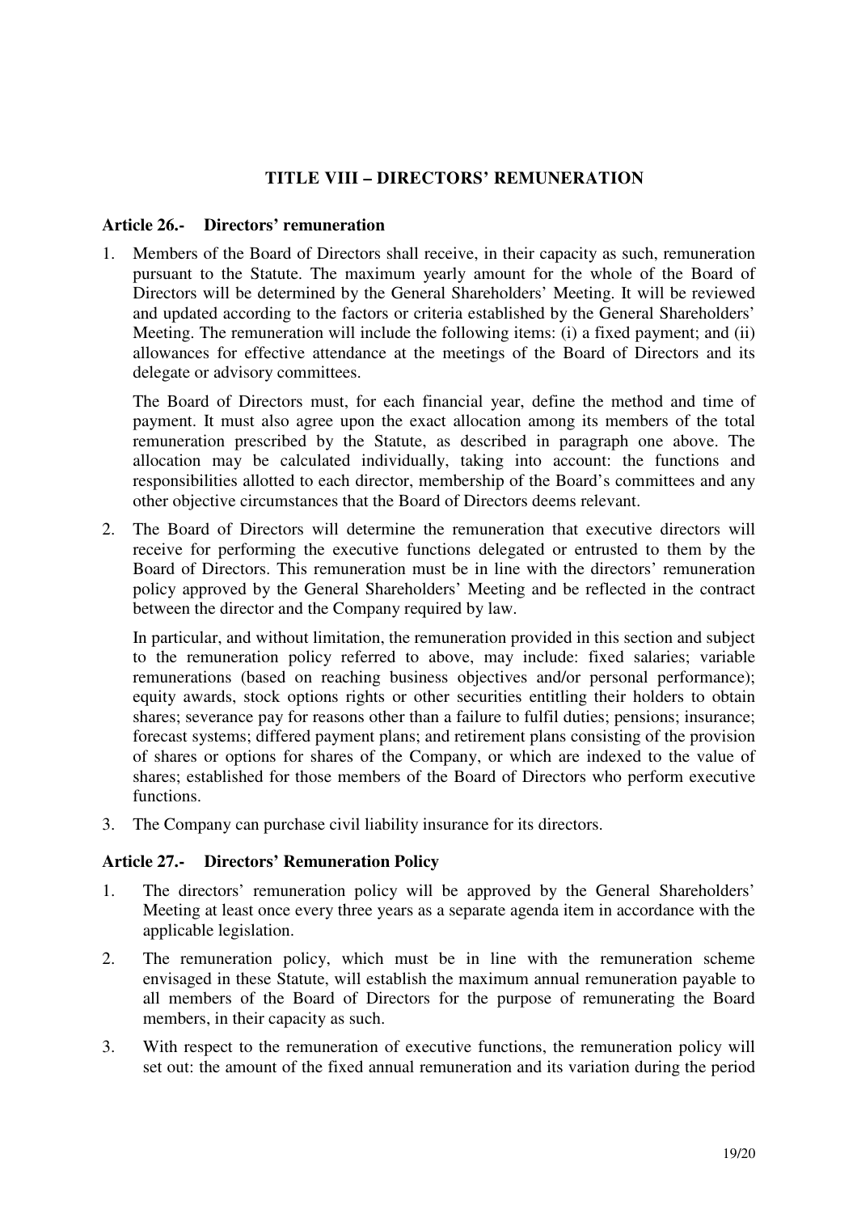## TITLE VIII – DIRECTORS' REMUNERATION

### Article 26.- Directors' remuneration

1. Members of the Board of Directors shall receive, in their capacity as such, remuneration pursuant to the Statute. The maximum yearly amount for the whole of the Board of Directors will be determined by the General Shareholders' Meeting. It will be reviewed and updated according to the factors or criteria established by the General Shareholders' Meeting. The remuneration will include the following items: (i) a fixed payment; and (ii) allowances for effective attendance at the meetings of the Board of Directors and its delegate or advisory committees.

   The Board of Directors must, for each financial year, define the method and time of payment. It must also agree upon the exact allocation among its members of the total remuneration prescribed by the Statute, as described in paragraph one above. The allocation may be calculated individually, taking into account: the functions and responsibilities allotted to each director, membership of the Board's committees and any other objective circumstances that the Board of Directors deems relevant.

2. The Board of Directors will determine the remuneration that executive directors will receive for performing the executive functions delegated or entrusted to them by the Board of Directors. This remuneration must be in line with the directors' remuneration policy approved by the General Shareholders' Meeting and be reflected in the contract between the director and the Company required by law.

   In particular, and without limitation, the remuneration provided in this section and subject to the remuneration policy referred to above, may include: fixed salaries; variable remunerations (based on reaching business objectives and/or personal performance); equity awards, stock options rights or other securities entitling their holders to obtain shares; severance pay for reasons other than a failure to fulfil duties; pensions; insurance; forecast systems; differed payment plans; and retirement plans consisting of the provision of shares or options for shares of the Company, or which are indexed to the value of shares; established for those members of the Board of Directors who perform executive functions.

3. The Company can purchase civil liability insurance for its directors.

### Article 27.- Directors' Remuneration Policy

1. The directors' remuneration policy will be approved by the General Shareholders' Meeting at least once every three years as a separate agenda item in accordance with the applicable legislation.

2. The remuneration policy, which must be in line with the remuneration scheme envisaged in these Statute, will establish the maximum annual remuneration payable to all members of the Board of Directors for the purpose of remunerating the Board members, in their capacity as such.

3. With respect to the remuneration of executive functions, the remuneration policy will set out: the amount of the fixed annual remuneration and its variation during the period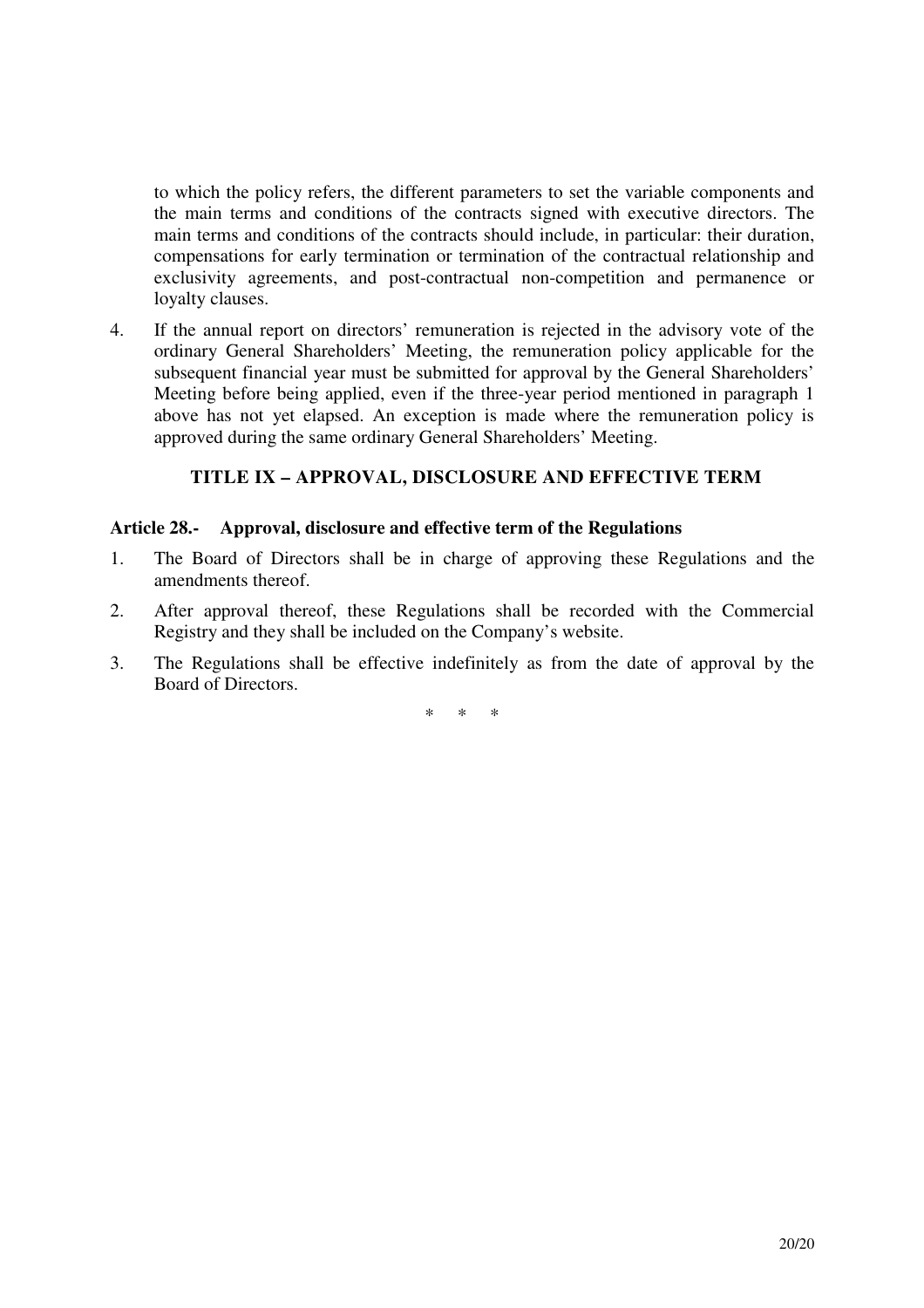to which the policy refers, the different parameters to set the variable components and the main terms and conditions of the contracts signed with executive directors. The main terms and conditions of the contracts should include, in particular: their duration, compensations for early termination or termination of the contractual relationship and exclusivity agreements, and post-contractual non-competition and permanence or loyalty clauses.

4. If the annual report on directors' remuneration is rejected in the advisory vote of the ordinary General Shareholders' Meeting, the remuneration policy applicable for the subsequent financial year must be submitted for approval by the General Shareholders' Meeting before being applied, even if the three-year period mentioned in paragraph 1 above has not yet elapsed. An exception is made where the remuneration policy is approved during the same ordinary General Shareholders' Meeting.

## TITLE IX – APPROVAL, DISCLOSURE AND EFFECTIVE TERM

### Article 28.- Approval, disclosure and effective term of the Regulations

1. The Board of Directors shall be in charge of approving these Regulations and the amendments thereof.

2. After approval thereof, these Regulations shall be recorded with the Commercial Registry and they shall be included on the Company's website.

3. The Regulations shall be effective indefinitely as from the date of approval by the Board of Directors.

\* \* \*